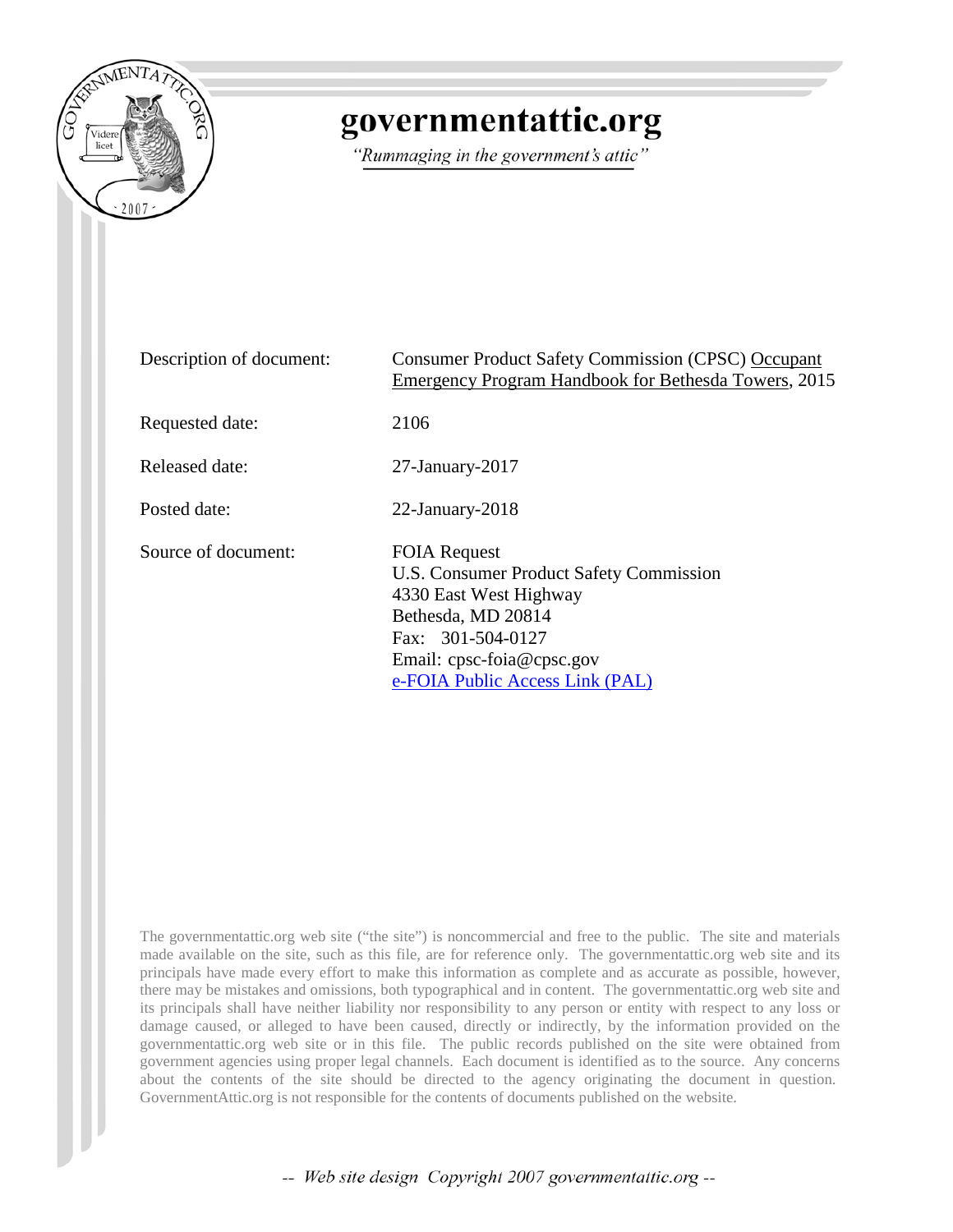# governmentattic.org

*"Rummaging in the government's attic"*

| | |
|---|---|
| Description of document: | Consumer Product Safety Commission (CPSC) Occupant Emergency Program Handbook for Bethesda Towers, 2015 |
| Requested date: | 2106 |
| Released date: | 27-January-2017 |
| Posted date: | 22-January-2018 |
| Source of document: | FOIA Request<br>U.S. Consumer Product Safety Commission<br>4330 East West Highway<br>Bethesda, MD 20814<br>Fax: 301-504-0127<br>Email: cpsc-foia@cpsc.gov<br>e-FOIA Public Access Link (PAL) |

The governmentattic.org web site ("the site") is noncommercial and free to the public. The site and materials made available on the site, such as this file, are for reference only. The governmentattic.org web site and its principals have made every effort to make this information as complete and as accurate as possible, however, there may be mistakes and omissions, both typographical and in content. The governmentattic.org web site and its principals shall have neither liability nor responsibility to any person or entity with respect to any loss or damage caused, or alleged to have been caused, directly or indirectly, by the information provided on the governmentattic.org web site or in this file. The public records published on the site were obtained from government agencies using proper legal channels. Each document is identified as to the source. Any concerns about the contents of the site should be directed to the agency originating the document in question. GovernmentAttic.org is not responsible for the contents of documents published on the website.

-- Web site design Copyright 2007 governmentattic.org --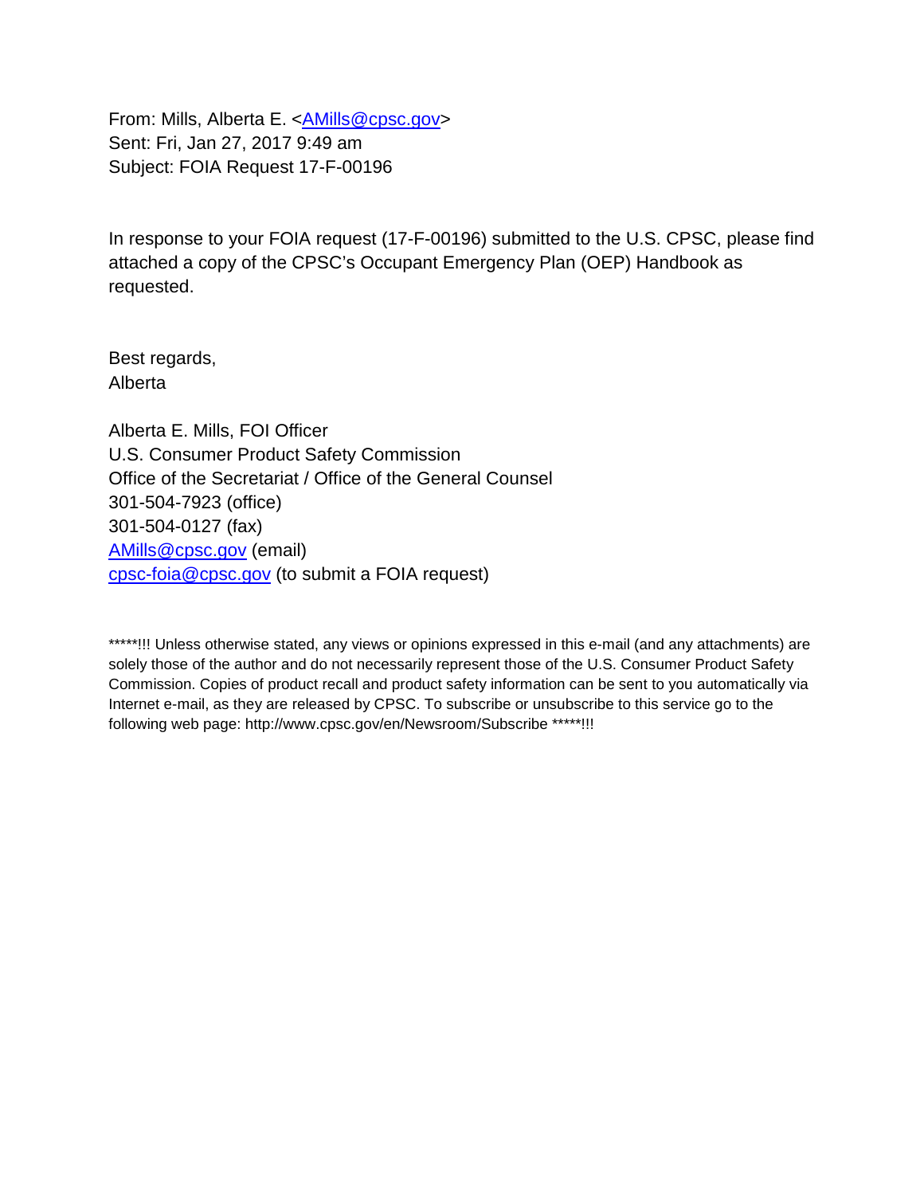From: Mills, Alberta E. <AMills@cpsc.gov>
Sent: Fri, Jan 27, 2017 9:49 am
Subject: FOIA Request 17-F-00196

In response to your FOIA request (17-F-00196) submitted to the U.S. CPSC, please find attached a copy of the CPSC's Occupant Emergency Plan (OEP) Handbook as requested.

Best regards,
Alberta

Alberta E. Mills, FOI Officer
U.S. Consumer Product Safety Commission
Office of the Secretariat / Office of the General Counsel
301-504-7923 (office)
301-504-0127 (fax)
AMills@cpsc.gov (email)
cpsc-foia@cpsc.gov (to submit a FOIA request)

*****!!! Unless otherwise stated, any views or opinions expressed in this e-mail (and any attachments) are solely those of the author and do not necessarily represent those of the U.S. Consumer Product Safety Commission. Copies of product recall and product safety information can be sent to you automatically via Internet e-mail, as they are released by CPSC. To subscribe or unsubscribe to this service go to the following web page: http://www.cpsc.gov/en/Newsroom/Subscribe *****!!!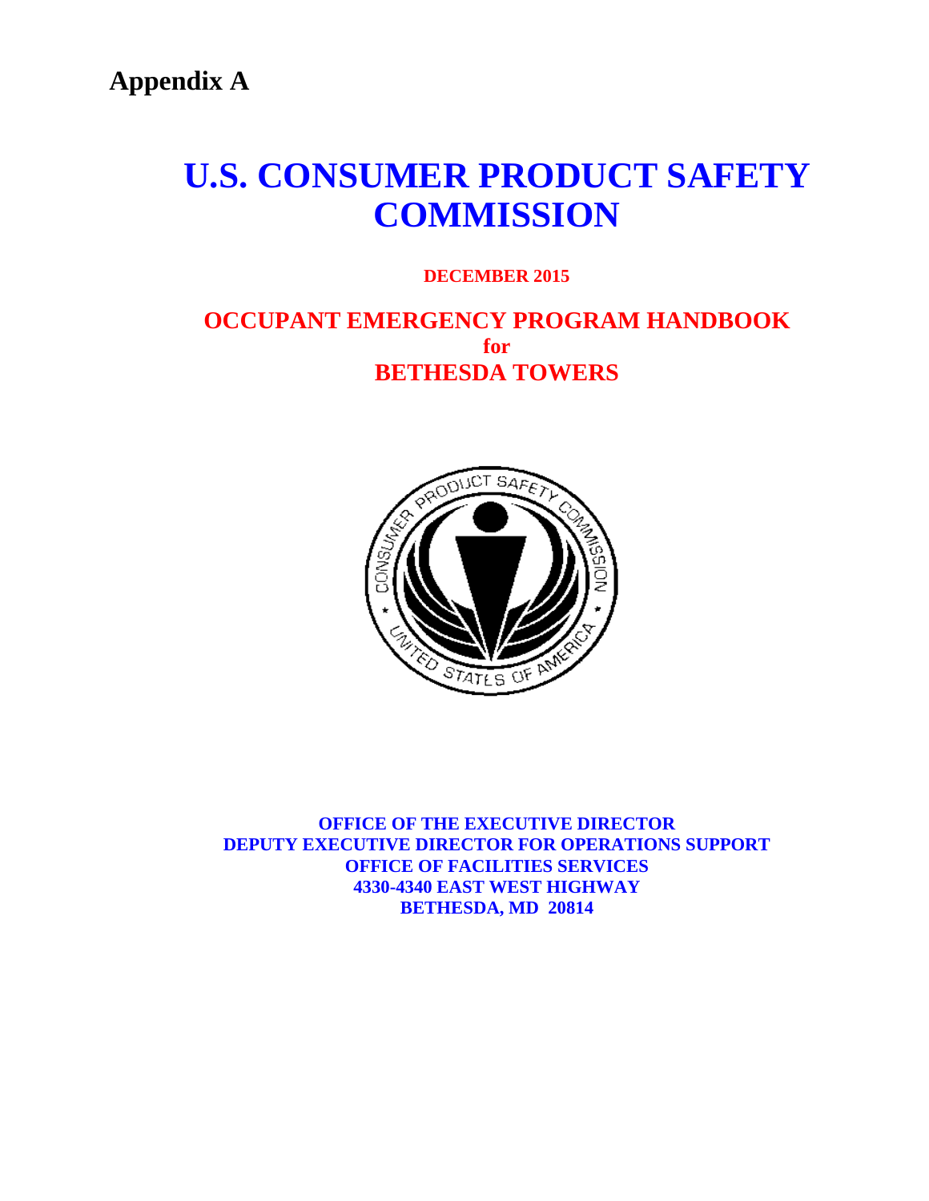# Appendix A

# U.S. CONSUMER PRODUCT SAFETY COMMISSION

**DECEMBER 2015**

## OCCUPANT EMERGENCY PROGRAM HANDBOOK
**for**
## BETHESDA TOWERS

**OFFICE OF THE EXECUTIVE DIRECTOR**
**DEPUTY EXECUTIVE DIRECTOR FOR OPERATIONS SUPPORT**
**OFFICE OF FACILITIES SERVICES**
**4330-4340 EAST WEST HIGHWAY**
**BETHESDA, MD 20814**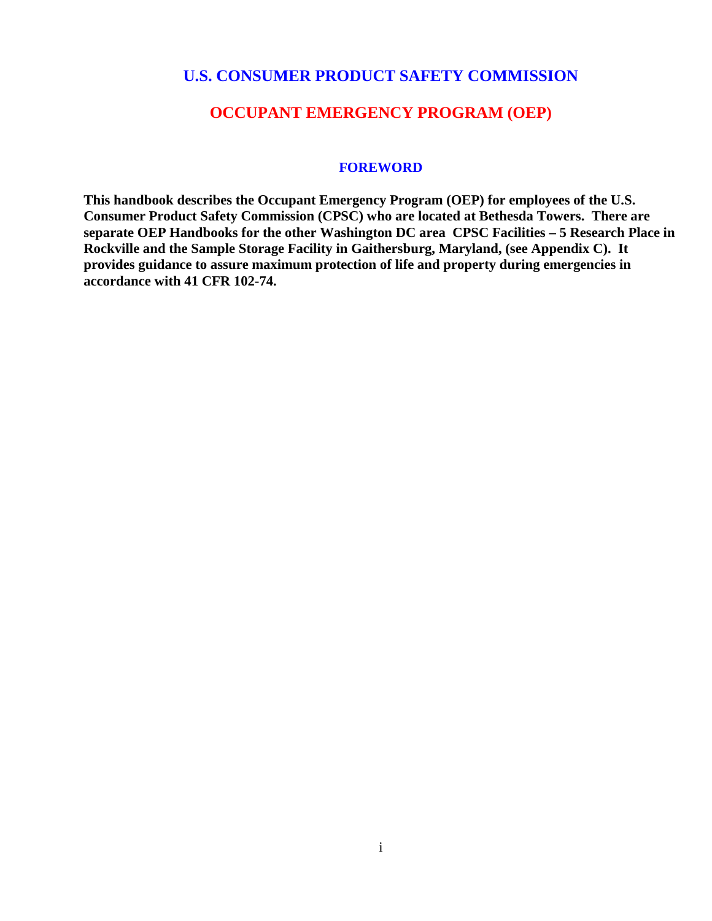# U.S. CONSUMER PRODUCT SAFETY COMMISSION

# OCCUPANT EMERGENCY PROGRAM (OEP)

## FOREWORD

**This handbook describes the Occupant Emergency Program (OEP) for employees of the U.S. Consumer Product Safety Commission (CPSC) who are located at Bethesda Towers. There are separate OEP Handbooks for the other Washington DC area CPSC Facilities – 5 Research Place in Rockville and the Sample Storage Facility in Gaithersburg, Maryland, (see Appendix C). It provides guidance to assure maximum protection of life and property during emergencies in accordance with 41 CFR 102-74.**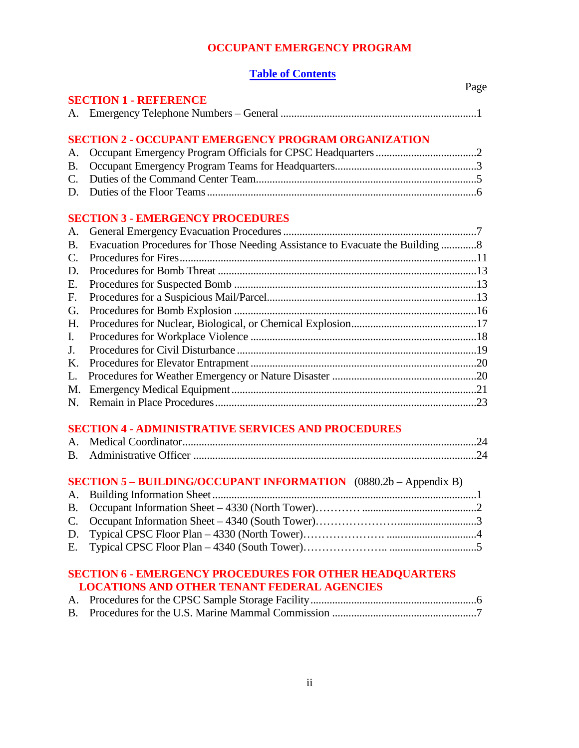# OCCUPANT EMERGENCY PROGRAM

## Table of Contents

| | Page |
|---|---|
| **SECTION 1 - REFERENCE** | |
| A. Emergency Telephone Numbers – General | 1 |
| **SECTION 2 - OCCUPANT EMERGENCY PROGRAM ORGANIZATION** | |
| A. Occupant Emergency Program Officials for CPSC Headquarters | 2 |
| B. Occupant Emergency Program Teams for Headquarters | 3 |
| C. Duties of the Command Center Team | 5 |
| D. Duties of the Floor Teams | 6 |
| **SECTION 3 - EMERGENCY PROCEDURES** | |
| A. General Emergency Evacuation Procedures | 7 |
| B. Evacuation Procedures for Those Needing Assistance to Evacuate the Building | 8 |
| C. Procedures for Fires | 11 |
| D. Procedures for Bomb Threat | 13 |
| E. Procedures for Suspected Bomb | 13 |
| F. Procedures for a Suspicious Mail/Parcel | 13 |
| G. Procedures for Bomb Explosion | 16 |
| H. Procedures for Nuclear, Biological, or Chemical Explosion | 17 |
| I. Procedures for Workplace Violence | 18 |
| J. Procedures for Civil Disturbance | 19 |
| K. Procedures for Elevator Entrapment | 20 |
| L. Procedures for Weather Emergency or Nature Disaster | 20 |
| M. Emergency Medical Equipment | 21 |
| N. Remain in Place Procedures | 23 |
| **SECTION 4 - ADMINISTRATIVE SERVICES AND PROCEDURES** | |
| A. Medical Coordinator | 24 |
| B. Administrative Officer | 24 |
| **SECTION 5 – BUILDING/OCCUPANT INFORMATION** (0880.2b – Appendix B) | |
| A. Building Information Sheet | 1 |
| B. Occupant Information Sheet – 4330 (North Tower) | 2 |
| C. Occupant Information Sheet – 4340 (South Tower) | 3 |
| D. Typical CPSC Floor Plan – 4330 (North Tower) | 4 |
| E. Typical CPSC Floor Plan – 4340 (South Tower) | 5 |
| **SECTION 6 - EMERGENCY PROCEDURES FOR OTHER HEADQUARTERS LOCATIONS AND OTHER TENANT FEDERAL AGENCIES** | |
| A. Procedures for the CPSC Sample Storage Facility | 6 |
| B. Procedures for the U.S. Marine Mammal Commission | 7 |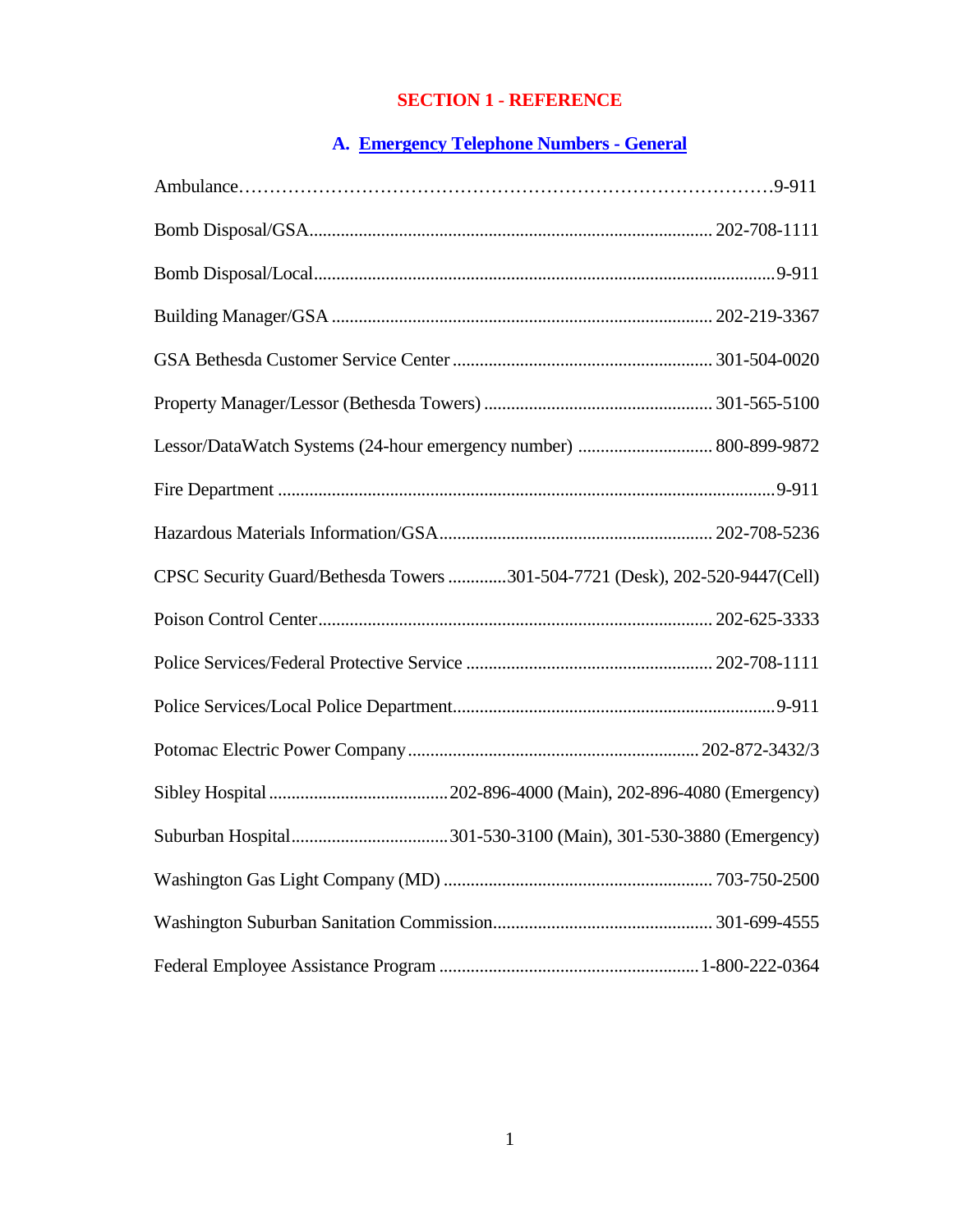# SECTION 1 - REFERENCE

## A. Emergency Telephone Numbers - General

Ambulance……………………………………………………………………………9-911

Bomb Disposal/GSA........................................................................................ 202-708-1111

Bomb Disposal/Local......................................................................................................9-911

Building Manager/GSA .................................................................................... 202-219-3367

GSA Bethesda Customer Service Center .......................................................... 301-504-0020

Property Manager/Lessor (Bethesda Towers) ................................................... 301-565-5100

Lessor/DataWatch Systems (24-hour emergency number) .............................. 800-899-9872

Fire Department ...............................................................................................................9-911

Hazardous Materials Information/GSA............................................................. 202-708-5236

CPSC Security Guard/Bethesda Towers .............301-504-7721 (Desk), 202-520-9447(Cell)

Poison Control Center....................................................................................... 202-625-3333

Police Services/Federal Protective Service ....................................................... 202-708-1111

Police Services/Local Police Department........................................................................9-911

Potomac Electric Power Company................................................................. 202-872-3432/3

Sibley Hospital ........................................202-896-4000 (Main), 202-896-4080 (Emergency)

Suburban Hospital...................................301-530-3100 (Main), 301-530-3880 (Emergency)

Washington Gas Light Company (MD) ............................................................ 703-750-2500

Washington Suburban Sanitation Commission................................................. 301-699-4555

Federal Employee Assistance Program ..........................................................1-800-222-0364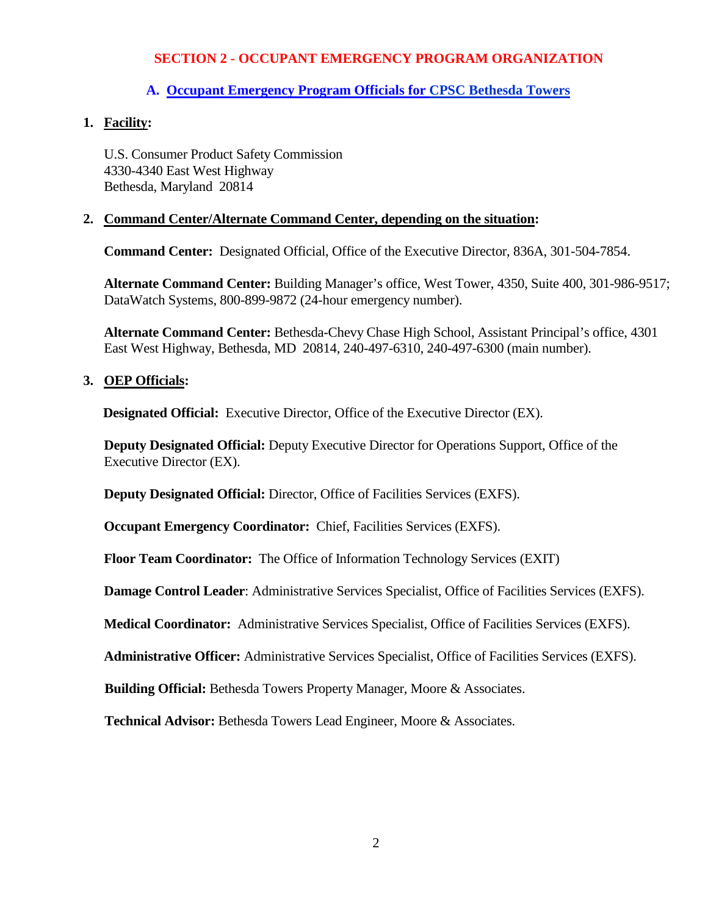## SECTION 2 - OCCUPANT EMERGENCY PROGRAM ORGANIZATION

### A. Occupant Emergency Program Officials for CPSC Bethesda Towers

**1. Facility:**

U.S. Consumer Product Safety Commission
4330-4340 East West Highway
Bethesda, Maryland 20814

**2. Command Center/Alternate Command Center, depending on the situation:**

**Command Center:** Designated Official, Office of the Executive Director, 836A, 301-504-7854.

**Alternate Command Center:** Building Manager's office, West Tower, 4350, Suite 400, 301-986-9517; DataWatch Systems, 800-899-9872 (24-hour emergency number).

**Alternate Command Center:** Bethesda-Chevy Chase High School, Assistant Principal's office, 4301 East West Highway, Bethesda, MD 20814, 240-497-6310, 240-497-6300 (main number).

**3. OEP Officials:**

**Designated Official:** Executive Director, Office of the Executive Director (EX).

**Deputy Designated Official:** Deputy Executive Director for Operations Support, Office of the Executive Director (EX).

**Deputy Designated Official:** Director, Office of Facilities Services (EXFS).

**Occupant Emergency Coordinator:** Chief, Facilities Services (EXFS).

**Floor Team Coordinator:** The Office of Information Technology Services (EXIT)

**Damage Control Leader**: Administrative Services Specialist, Office of Facilities Services (EXFS).

**Medical Coordinator:** Administrative Services Specialist, Office of Facilities Services (EXFS).

**Administrative Officer:** Administrative Services Specialist, Office of Facilities Services (EXFS).

**Building Official:** Bethesda Towers Property Manager, Moore & Associates.

**Technical Advisor:** Bethesda Towers Lead Engineer, Moore & Associates.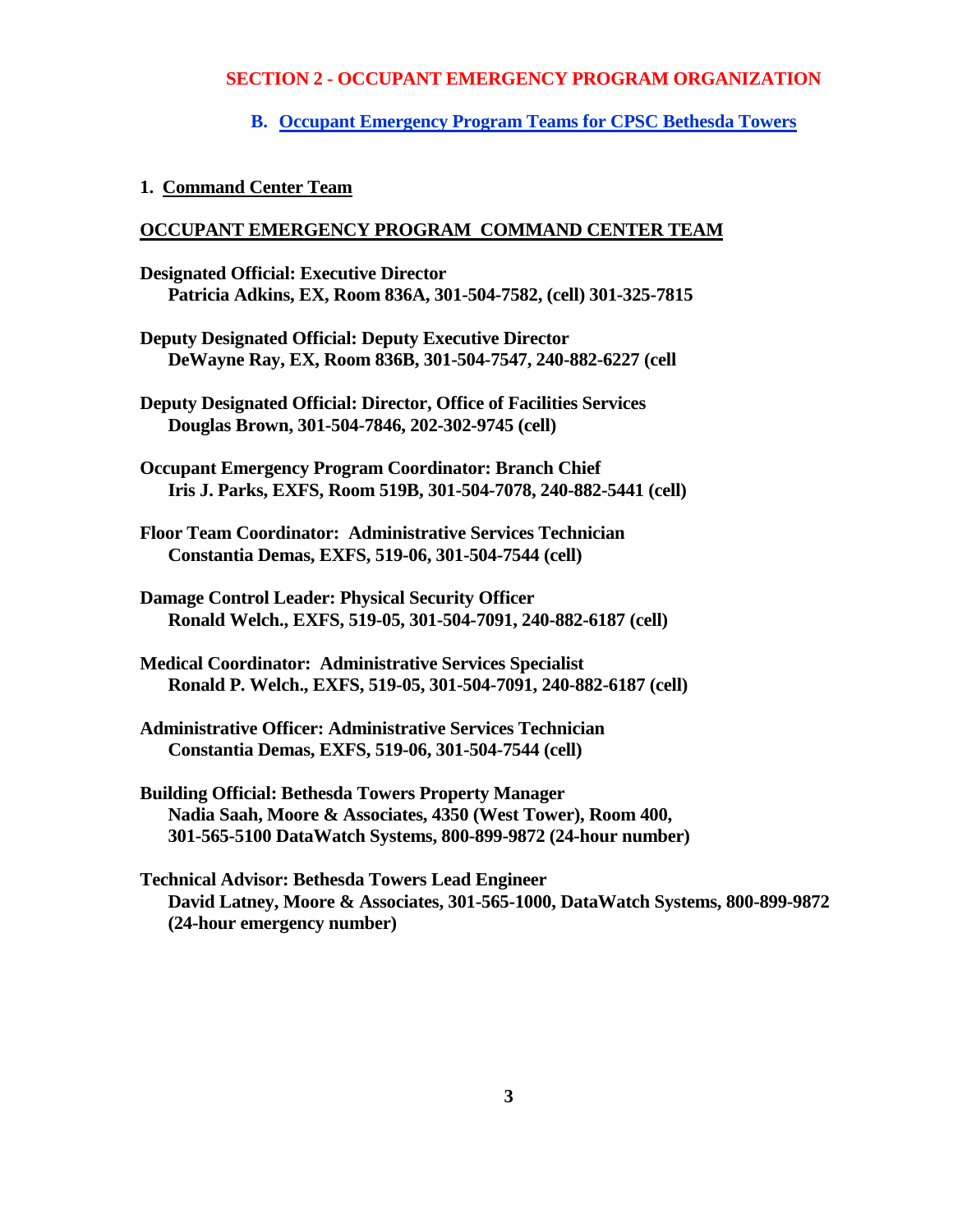## SECTION 2 - OCCUPANT EMERGENCY PROGRAM ORGANIZATION

### B. Occupant Emergency Program Teams for CPSC Bethesda Towers

#### 1. Command Center Team

**OCCUPANT EMERGENCY PROGRAM COMMAND CENTER TEAM**

**Designated Official: Executive Director**
**Patricia Adkins, EX, Room 836A, 301-504-7582, (cell) 301-325-7815**

**Deputy Designated Official: Deputy Executive Director**
**DeWayne Ray, EX, Room 836B, 301-504-7547, 240-882-6227 (cell**

**Deputy Designated Official: Director, Office of Facilities Services**
**Douglas Brown, 301-504-7846, 202-302-9745 (cell)**

**Occupant Emergency Program Coordinator: Branch Chief**
**Iris J. Parks, EXFS, Room 519B, 301-504-7078, 240-882-5441 (cell)**

**Floor Team Coordinator: Administrative Services Technician**
**Constantia Demas, EXFS, 519-06, 301-504-7544 (cell)**

**Damage Control Leader: Physical Security Officer**
**Ronald Welch., EXFS, 519-05, 301-504-7091, 240-882-6187 (cell)**

**Medical Coordinator: Administrative Services Specialist**
**Ronald P. Welch., EXFS, 519-05, 301-504-7091, 240-882-6187 (cell)**

**Administrative Officer: Administrative Services Technician**
**Constantia Demas, EXFS, 519-06, 301-504-7544 (cell)**

**Building Official: Bethesda Towers Property Manager**
**Nadia Saah, Moore & Associates, 4350 (West Tower), Room 400,**
**301-565-5100 DataWatch Systems, 800-899-9872 (24-hour number)**

**Technical Advisor: Bethesda Towers Lead Engineer**
**David Latney, Moore & Associates, 301-565-1000, DataWatch Systems, 800-899-9872 (24-hour emergency number)**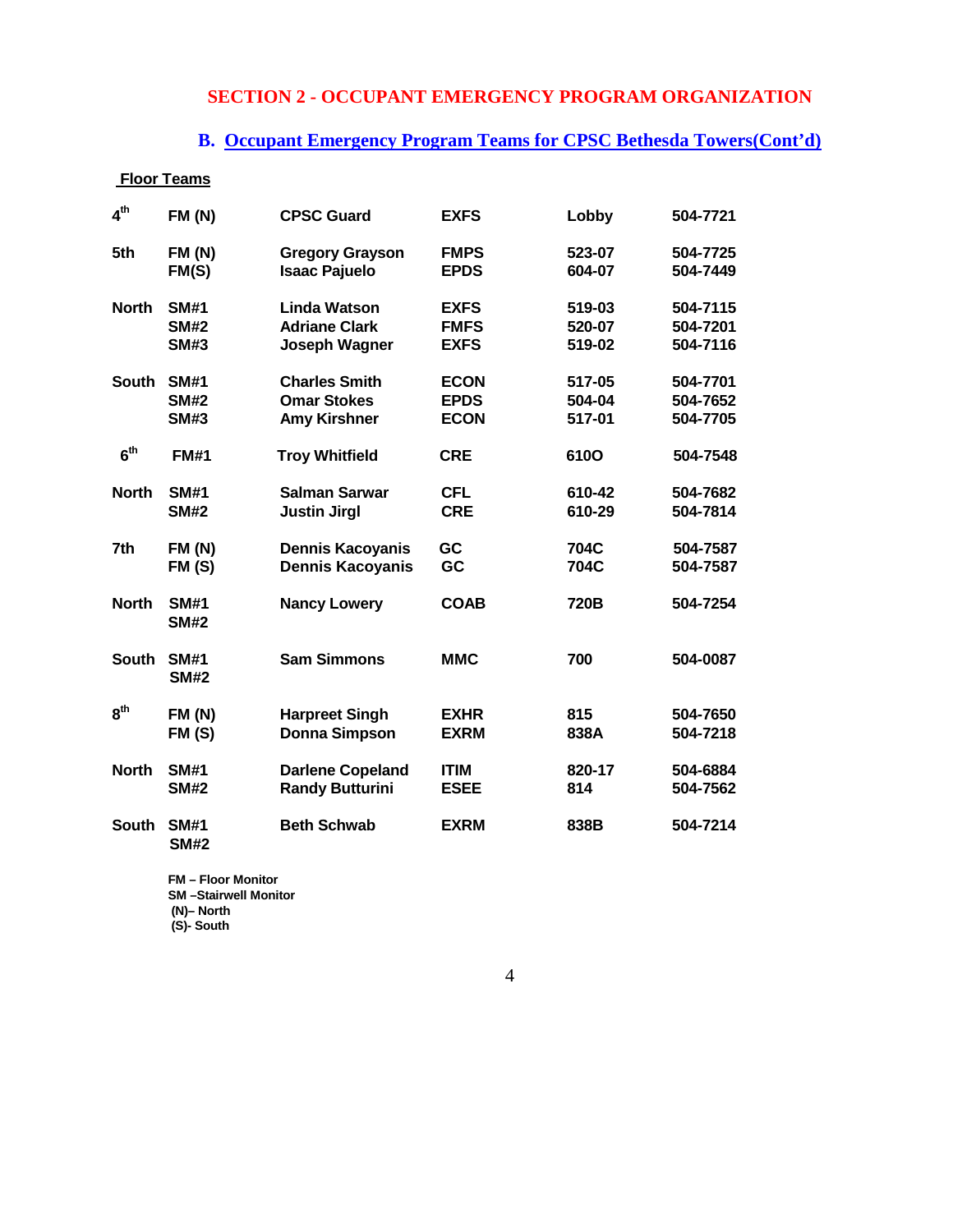## SECTION 2 - OCCUPANT EMERGENCY PROGRAM ORGANIZATION

### B. Occupant Emergency Program Teams for CPSC Bethesda Towers(Cont'd)

**Floor Teams**

| | | | | | |
|---|---|---|---|---|---|
| **4th** | **FM (N)** | **CPSC Guard** | **EXFS** | **Lobby** | **504-7721** |
| **5th** | **FM (N)** | **Gregory Grayson** | **FMPS** | **523-07** | **504-7725** |
| | **FM(S)** | **Isaac Pajuelo** | **EPDS** | **604-07** | **504-7449** |
| **North** | **SM#1** | **Linda Watson** | **EXFS** | **519-03** | **504-7115** |
| | **SM#2** | **Adriane Clark** | **FMFS** | **520-07** | **504-7201** |
| | **SM#3** | **Joseph Wagner** | **EXFS** | **519-02** | **504-7116** |
| **South** | **SM#1** | **Charles Smith** | **ECON** | **517-05** | **504-7701** |
| | **SM#2** | **Omar Stokes** | **EPDS** | **504-04** | **504-7652** |
| | **SM#3** | **Amy Kirshner** | **ECON** | **517-01** | **504-7705** |
| **6th** | **FM#1** | **Troy Whitfield** | **CRE** | **610O** | **504-7548** |
| **North** | **SM#1** | **Salman Sarwar** | **CFL** | **610-42** | **504-7682** |
| | **SM#2** | **Justin Jirgl** | **CRE** | **610-29** | **504-7814** |
| **7th** | **FM (N)** | **Dennis Kacoyanis** | **GC** | **704C** | **504-7587** |
| | **FM (S)** | **Dennis Kacoyanis** | **GC** | **704C** | **504-7587** |
| **North** | **SM#1** | **Nancy Lowery** | **COAB** | **720B** | **504-7254** |
| | **SM#2** | | | | |
| **South** | **SM#1** | **Sam Simmons** | **MMC** | **700** | **504-0087** |
| | **SM#2** | | | | |
| **8th** | **FM (N)** | **Harpreet Singh** | **EXHR** | **815** | **504-7650** |
| | **FM (S)** | **Donna Simpson** | **EXRM** | **838A** | **504-7218** |
| **North** | **SM#1** | **Darlene Copeland** | **ITIM** | **820-17** | **504-6884** |
| | **SM#2** | **Randy Butturini** | **ESEE** | **814** | **504-7562** |
| **South** | **SM#1** | **Beth Schwab** | **EXRM** | **838B** | **504-7214** |
| | **SM#2** | | | | |

**FM – Floor Monitor**
**SM –Stairwell Monitor**
**(N)– North**
**(S)- South**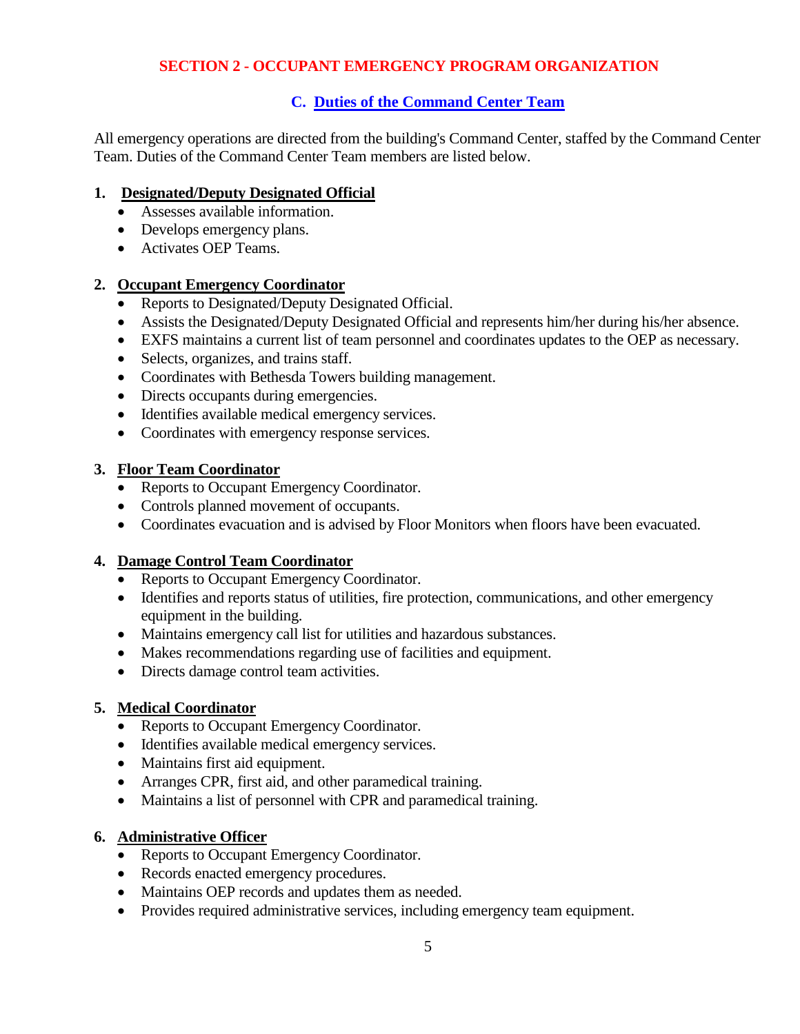## SECTION 2 - OCCUPANT EMERGENCY PROGRAM ORGANIZATION

### C. Duties of the Command Center Team

All emergency operations are directed from the building's Command Center, staffed by the Command Center Team. Duties of the Command Center Team members are listed below.

#### 1. Designated/Deputy Designated Official

- Assesses available information.
- Develops emergency plans.
- Activates OEP Teams.

#### 2. Occupant Emergency Coordinator

- Reports to Designated/Deputy Designated Official.
- Assists the Designated/Deputy Designated Official and represents him/her during his/her absence.
- EXFS maintains a current list of team personnel and coordinates updates to the OEP as necessary.
- Selects, organizes, and trains staff.
- Coordinates with Bethesda Towers building management.
- Directs occupants during emergencies.
- Identifies available medical emergency services.
- Coordinates with emergency response services.

#### 3. Floor Team Coordinator

- Reports to Occupant Emergency Coordinator.
- Controls planned movement of occupants.
- Coordinates evacuation and is advised by Floor Monitors when floors have been evacuated.

#### 4. Damage Control Team Coordinator

- Reports to Occupant Emergency Coordinator.
- Identifies and reports status of utilities, fire protection, communications, and other emergency equipment in the building.
- Maintains emergency call list for utilities and hazardous substances.
- Makes recommendations regarding use of facilities and equipment.
- Directs damage control team activities.

#### 5. Medical Coordinator

- Reports to Occupant Emergency Coordinator.
- Identifies available medical emergency services.
- Maintains first aid equipment.
- Arranges CPR, first aid, and other paramedical training.
- Maintains a list of personnel with CPR and paramedical training.

#### 6. Administrative Officer

- Reports to Occupant Emergency Coordinator.
- Records enacted emergency procedures.
- Maintains OEP records and updates them as needed.
- Provides required administrative services, including emergency team equipment.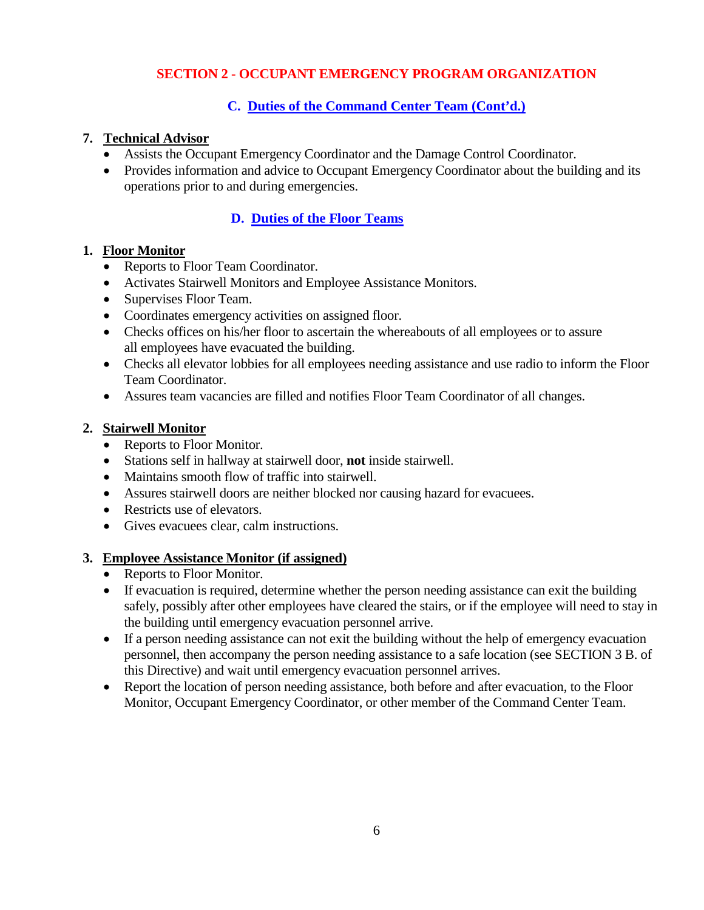## SECTION 2 - OCCUPANT EMERGENCY PROGRAM ORGANIZATION

### C. Duties of the Command Center Team (Cont'd.)

**7. Technical Advisor**

- Assists the Occupant Emergency Coordinator and the Damage Control Coordinator.
- Provides information and advice to Occupant Emergency Coordinator about the building and its operations prior to and during emergencies.

### D. Duties of the Floor Teams

**1. Floor Monitor**

- Reports to Floor Team Coordinator.
- Activates Stairwell Monitors and Employee Assistance Monitors.
- Supervises Floor Team.
- Coordinates emergency activities on assigned floor.
- Checks offices on his/her floor to ascertain the whereabouts of all employees or to assure all employees have evacuated the building.
- Checks all elevator lobbies for all employees needing assistance and use radio to inform the Floor Team Coordinator.
- Assures team vacancies are filled and notifies Floor Team Coordinator of all changes.

**2. Stairwell Monitor**

- Reports to Floor Monitor.
- Stations self in hallway at stairwell door, **not** inside stairwell.
- Maintains smooth flow of traffic into stairwell.
- Assures stairwell doors are neither blocked nor causing hazard for evacuees.
- Restricts use of elevators.
- Gives evacuees clear, calm instructions.

**3. Employee Assistance Monitor (if assigned)**

- Reports to Floor Monitor.
- If evacuation is required, determine whether the person needing assistance can exit the building safely, possibly after other employees have cleared the stairs, or if the employee will need to stay in the building until emergency evacuation personnel arrive.
- If a person needing assistance can not exit the building without the help of emergency evacuation personnel, then accompany the person needing assistance to a safe location (see SECTION 3 B. of this Directive) and wait until emergency evacuation personnel arrives.
- Report the location of person needing assistance, both before and after evacuation, to the Floor Monitor, Occupant Emergency Coordinator, or other member of the Command Center Team.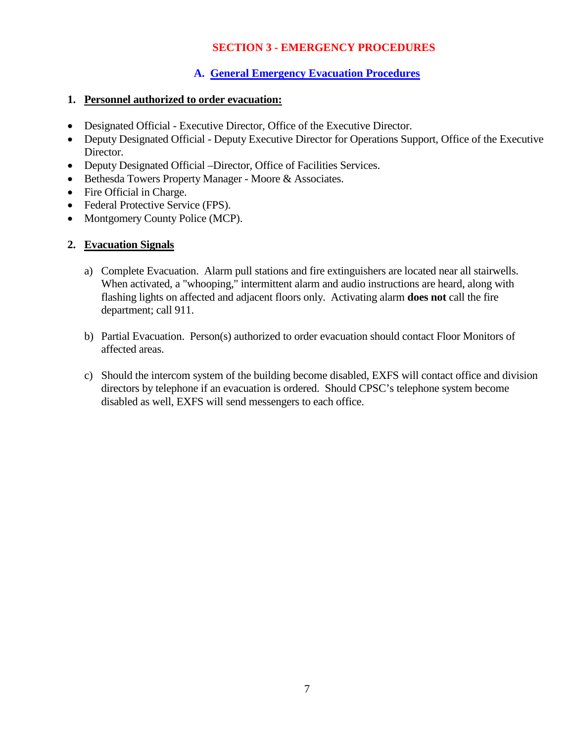# SECTION 3 - EMERGENCY PROCEDURES

## A. General Emergency Evacuation Procedures

### 1. Personnel authorized to order evacuation:

- Designated Official - Executive Director, Office of the Executive Director.
- Deputy Designated Official - Deputy Executive Director for Operations Support, Office of the Executive Director.
- Deputy Designated Official –Director, Office of Facilities Services.
- Bethesda Towers Property Manager - Moore & Associates.
- Fire Official in Charge.
- Federal Protective Service (FPS).
- Montgomery County Police (MCP).

### 2. Evacuation Signals

a) Complete Evacuation. Alarm pull stations and fire extinguishers are located near all stairwells. When activated, a "whooping," intermittent alarm and audio instructions are heard, along with flashing lights on affected and adjacent floors only. Activating alarm **does not** call the fire department; call 911.

b) Partial Evacuation. Person(s) authorized to order evacuation should contact Floor Monitors of affected areas.

c) Should the intercom system of the building become disabled, EXFS will contact office and division directors by telephone if an evacuation is ordered. Should CPSC's telephone system become disabled as well, EXFS will send messengers to each office.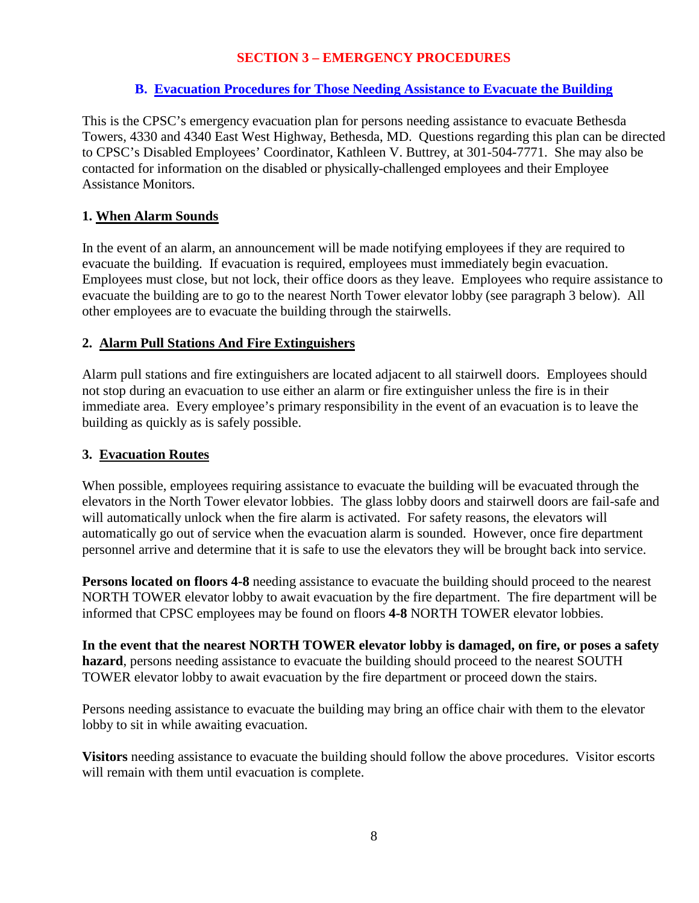## SECTION 3 – EMERGENCY PROCEDURES

### B. Evacuation Procedures for Those Needing Assistance to Evacuate the Building

This is the CPSC's emergency evacuation plan for persons needing assistance to evacuate Bethesda Towers, 4330 and 4340 East West Highway, Bethesda, MD. Questions regarding this plan can be directed to CPSC's Disabled Employees' Coordinator, Kathleen V. Buttrey, at 301-504-7771. She may also be contacted for information on the disabled or physically-challenged employees and their Employee Assistance Monitors.

#### 1. When Alarm Sounds

In the event of an alarm, an announcement will be made notifying employees if they are required to evacuate the building. If evacuation is required, employees must immediately begin evacuation. Employees must close, but not lock, their office doors as they leave. Employees who require assistance to evacuate the building are to go to the nearest North Tower elevator lobby (see paragraph 3 below). All other employees are to evacuate the building through the stairwells.

#### 2. Alarm Pull Stations And Fire Extinguishers

Alarm pull stations and fire extinguishers are located adjacent to all stairwell doors. Employees should not stop during an evacuation to use either an alarm or fire extinguisher unless the fire is in their immediate area. Every employee's primary responsibility in the event of an evacuation is to leave the building as quickly as is safely possible.

#### 3. Evacuation Routes

When possible, employees requiring assistance to evacuate the building will be evacuated through the elevators in the North Tower elevator lobbies. The glass lobby doors and stairwell doors are fail-safe and will automatically unlock when the fire alarm is activated. For safety reasons, the elevators will automatically go out of service when the evacuation alarm is sounded. However, once fire department personnel arrive and determine that it is safe to use the elevators they will be brought back into service.

**Persons located on floors 4-8** needing assistance to evacuate the building should proceed to the nearest NORTH TOWER elevator lobby to await evacuation by the fire department. The fire department will be informed that CPSC employees may be found on floors **4-8** NORTH TOWER elevator lobbies.

**In the event that the nearest NORTH TOWER elevator lobby is damaged, on fire, or poses a safety hazard**, persons needing assistance to evacuate the building should proceed to the nearest SOUTH TOWER elevator lobby to await evacuation by the fire department or proceed down the stairs.

Persons needing assistance to evacuate the building may bring an office chair with them to the elevator lobby to sit in while awaiting evacuation.

**Visitors** needing assistance to evacuate the building should follow the above procedures. Visitor escorts will remain with them until evacuation is complete.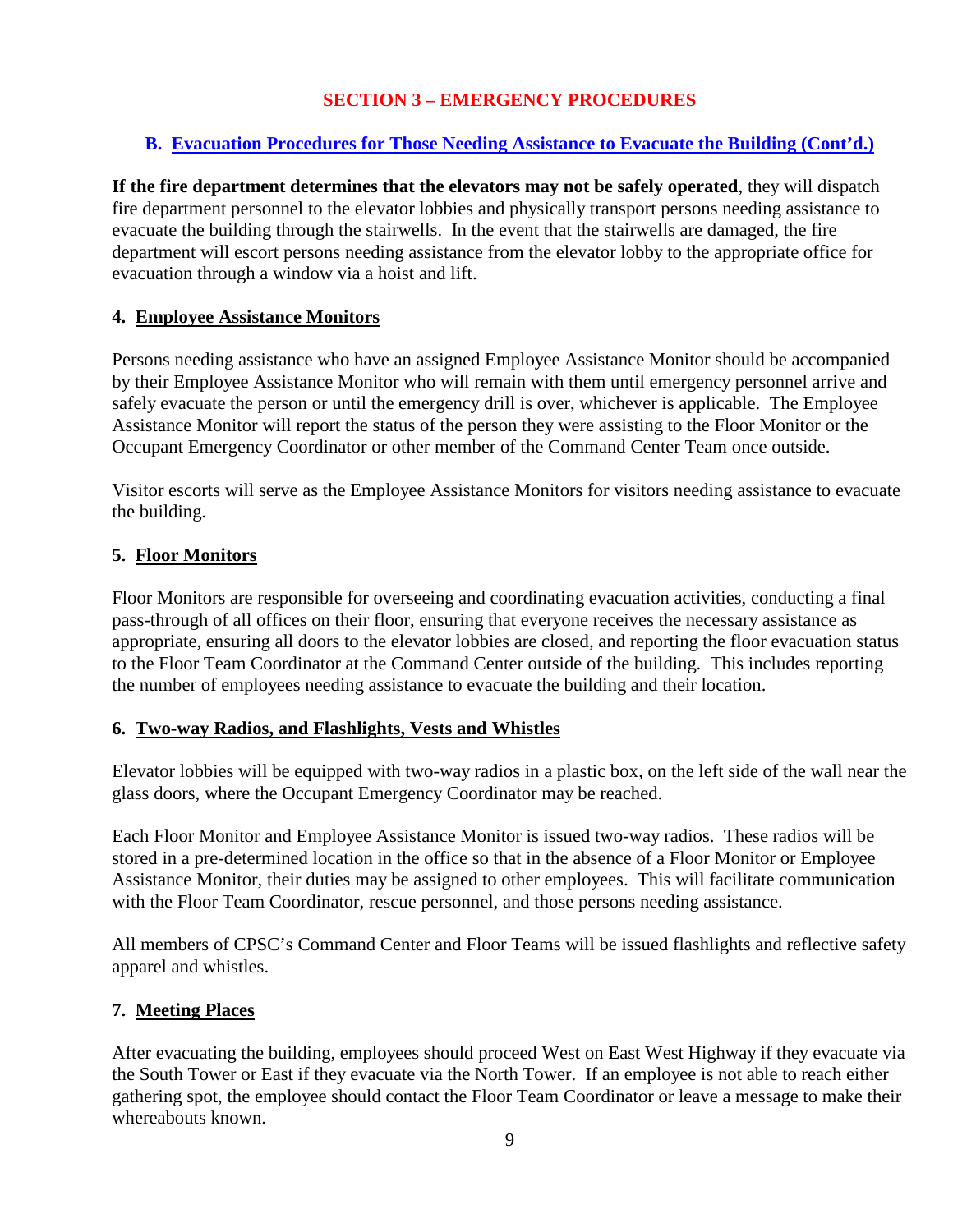## SECTION 3 – EMERGENCY PROCEDURES

### B. Evacuation Procedures for Those Needing Assistance to Evacuate the Building (Cont'd.)

**If the fire department determines that the elevators may not be safely operated**, they will dispatch fire department personnel to the elevator lobbies and physically transport persons needing assistance to evacuate the building through the stairwells. In the event that the stairwells are damaged, the fire department will escort persons needing assistance from the elevator lobby to the appropriate office for evacuation through a window via a hoist and lift.

#### 4. Employee Assistance Monitors

Persons needing assistance who have an assigned Employee Assistance Monitor should be accompanied by their Employee Assistance Monitor who will remain with them until emergency personnel arrive and safely evacuate the person or until the emergency drill is over, whichever is applicable. The Employee Assistance Monitor will report the status of the person they were assisting to the Floor Monitor or the Occupant Emergency Coordinator or other member of the Command Center Team once outside.

Visitor escorts will serve as the Employee Assistance Monitors for visitors needing assistance to evacuate the building.

#### 5. Floor Monitors

Floor Monitors are responsible for overseeing and coordinating evacuation activities, conducting a final pass-through of all offices on their floor, ensuring that everyone receives the necessary assistance as appropriate, ensuring all doors to the elevator lobbies are closed, and reporting the floor evacuation status to the Floor Team Coordinator at the Command Center outside of the building. This includes reporting the number of employees needing assistance to evacuate the building and their location.

#### 6. Two-way Radios, and Flashlights, Vests and Whistles

Elevator lobbies will be equipped with two-way radios in a plastic box, on the left side of the wall near the glass doors, where the Occupant Emergency Coordinator may be reached.

Each Floor Monitor and Employee Assistance Monitor is issued two-way radios. These radios will be stored in a pre-determined location in the office so that in the absence of a Floor Monitor or Employee Assistance Monitor, their duties may be assigned to other employees. This will facilitate communication with the Floor Team Coordinator, rescue personnel, and those persons needing assistance.

All members of CPSC's Command Center and Floor Teams will be issued flashlights and reflective safety apparel and whistles.

#### 7. Meeting Places

After evacuating the building, employees should proceed West on East West Highway if they evacuate via the South Tower or East if they evacuate via the North Tower. If an employee is not able to reach either gathering spot, the employee should contact the Floor Team Coordinator or leave a message to make their whereabouts known.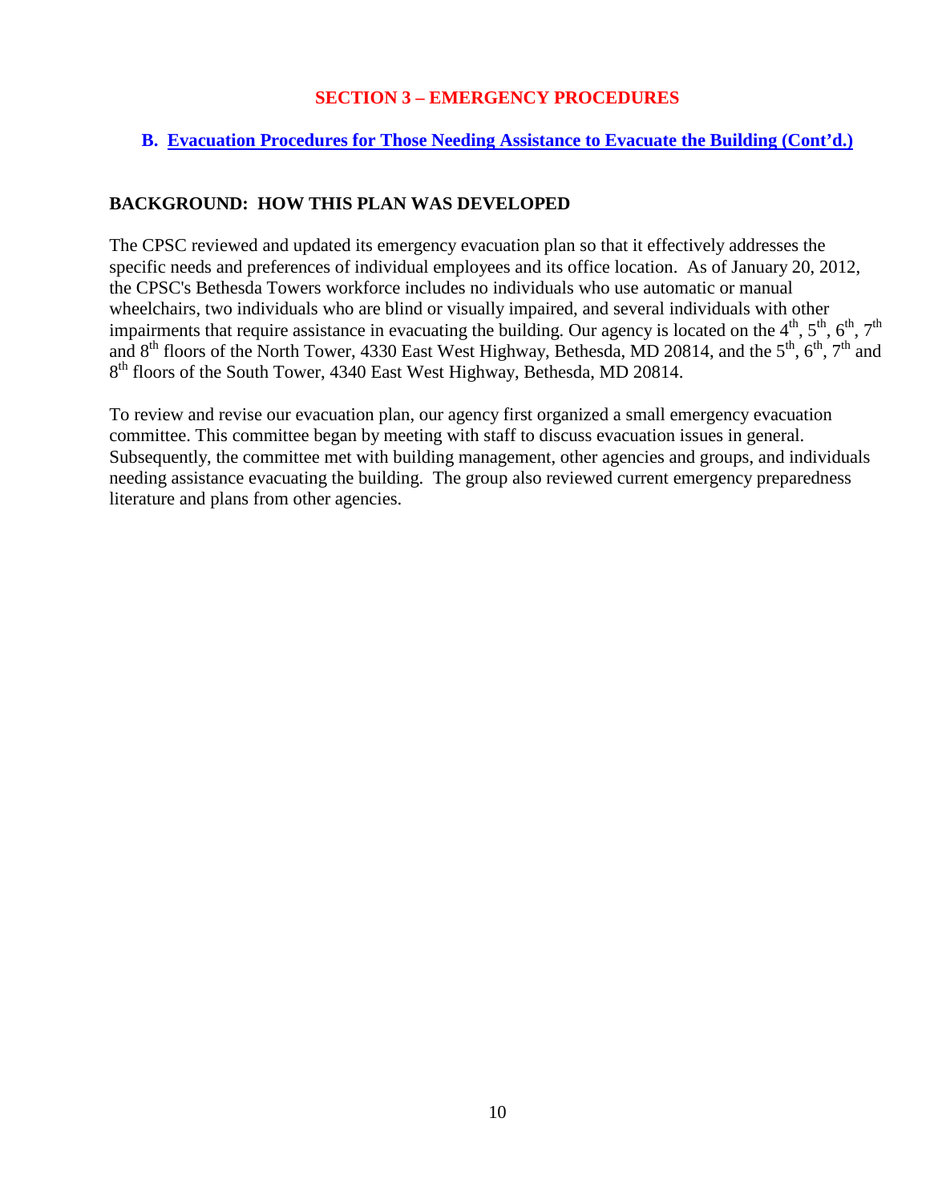## SECTION 3 – EMERGENCY PROCEDURES

### B. Evacuation Procedures for Those Needing Assistance to Evacuate the Building (Cont'd.)

**BACKGROUND: HOW THIS PLAN WAS DEVELOPED**

The CPSC reviewed and updated its emergency evacuation plan so that it effectively addresses the specific needs and preferences of individual employees and its office location. As of January 20, 2012, the CPSC's Bethesda Towers workforce includes no individuals who use automatic or manual wheelchairs, two individuals who are blind or visually impaired, and several individuals with other impairments that require assistance in evacuating the building. Our agency is located on the 4th, 5th, 6th, 7th and 8th floors of the North Tower, 4330 East West Highway, Bethesda, MD 20814, and the 5th, 6th, 7th and 8th floors of the South Tower, 4340 East West Highway, Bethesda, MD 20814.

To review and revise our evacuation plan, our agency first organized a small emergency evacuation committee. This committee began by meeting with staff to discuss evacuation issues in general. Subsequently, the committee met with building management, other agencies and groups, and individuals needing assistance evacuating the building. The group also reviewed current emergency preparedness literature and plans from other agencies.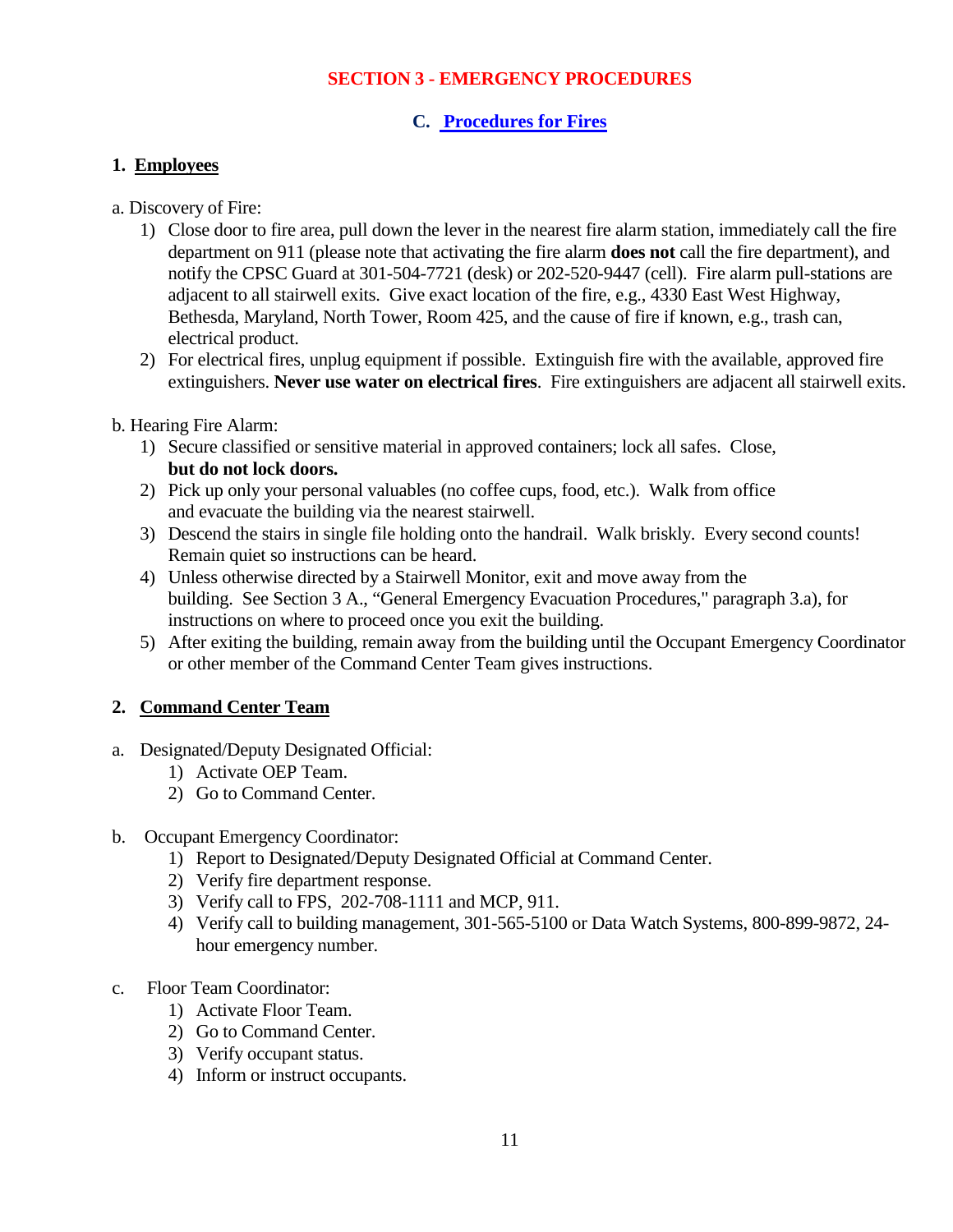## SECTION 3 - EMERGENCY PROCEDURES

### C. Procedures for Fires

#### 1. Employees

a. Discovery of Fire:

1) Close door to fire area, pull down the lever in the nearest fire alarm station, immediately call the fire department on 911 (please note that activating the fire alarm **does not** call the fire department), and notify the CPSC Guard at 301-504-7721 (desk) or 202-520-9447 (cell). Fire alarm pull-stations are adjacent to all stairwell exits. Give exact location of the fire, e.g., 4330 East West Highway, Bethesda, Maryland, North Tower, Room 425, and the cause of fire if known, e.g., trash can, electrical product.
2) For electrical fires, unplug equipment if possible. Extinguish fire with the available, approved fire extinguishers. **Never use water on electrical fires**. Fire extinguishers are adjacent all stairwell exits.

b. Hearing Fire Alarm:

1) Secure classified or sensitive material in approved containers; lock all safes. Close, **but do not lock doors.**
2) Pick up only your personal valuables (no coffee cups, food, etc.). Walk from office and evacuate the building via the nearest stairwell.
3) Descend the stairs in single file holding onto the handrail. Walk briskly. Every second counts! Remain quiet so instructions can be heard.
4) Unless otherwise directed by a Stairwell Monitor, exit and move away from the building. See Section 3 A., "General Emergency Evacuation Procedures," paragraph 3.a), for instructions on where to proceed once you exit the building.
5) After exiting the building, remain away from the building until the Occupant Emergency Coordinator or other member of the Command Center Team gives instructions.

#### 2. Command Center Team

a. Designated/Deputy Designated Official:

1) Activate OEP Team.
2) Go to Command Center.

b. Occupant Emergency Coordinator:

1) Report to Designated/Deputy Designated Official at Command Center.
2) Verify fire department response.
3) Verify call to FPS, 202-708-1111 and MCP, 911.
4) Verify call to building management, 301-565-5100 or Data Watch Systems, 800-899-9872, 24-hour emergency number.

c. Floor Team Coordinator:

1) Activate Floor Team.
2) Go to Command Center.
3) Verify occupant status.
4) Inform or instruct occupants.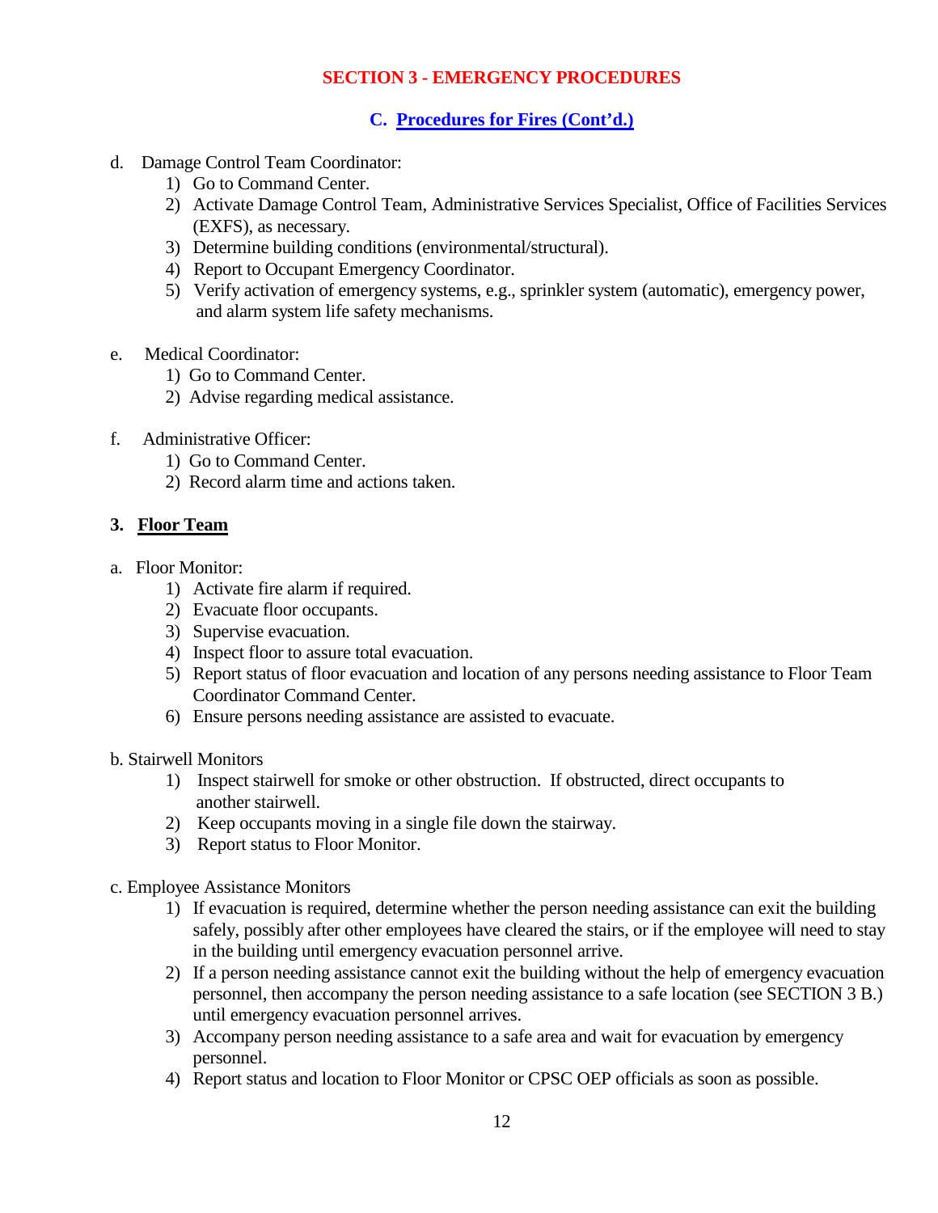## SECTION 3 - EMERGENCY PROCEDURES

### C. Procedures for Fires (Cont'd.)

d. Damage Control Team Coordinator:
   1) Go to Command Center.
   2) Activate Damage Control Team, Administrative Services Specialist, Office of Facilities Services (EXFS), as necessary.
   3) Determine building conditions (environmental/structural).
   4) Report to Occupant Emergency Coordinator.
   5) Verify activation of emergency systems, e.g., sprinkler system (automatic), emergency power, and alarm system life safety mechanisms.

e. Medical Coordinator:
   1) Go to Command Center.
   2) Advise regarding medical assistance.

f. Administrative Officer:
   1) Go to Command Center.
   2) Record alarm time and actions taken.

**3. Floor Team**

a. Floor Monitor:
   1) Activate fire alarm if required.
   2) Evacuate floor occupants.
   3) Supervise evacuation.
   4) Inspect floor to assure total evacuation.
   5) Report status of floor evacuation and location of any persons needing assistance to Floor Team Coordinator Command Center.
   6) Ensure persons needing assistance are assisted to evacuate.

b. Stairwell Monitors
   1) Inspect stairwell for smoke or other obstruction. If obstructed, direct occupants to another stairwell.
   2) Keep occupants moving in a single file down the stairway.
   3) Report status to Floor Monitor.

c. Employee Assistance Monitors
   1) If evacuation is required, determine whether the person needing assistance can exit the building safely, possibly after other employees have cleared the stairs, or if the employee will need to stay in the building until emergency evacuation personnel arrive.
   2) If a person needing assistance cannot exit the building without the help of emergency evacuation personnel, then accompany the person needing assistance to a safe location (see SECTION 3 B.) until emergency evacuation personnel arrives.
   3) Accompany person needing assistance to a safe area and wait for evacuation by emergency personnel.
   4) Report status and location to Floor Monitor or CPSC OEP officials as soon as possible.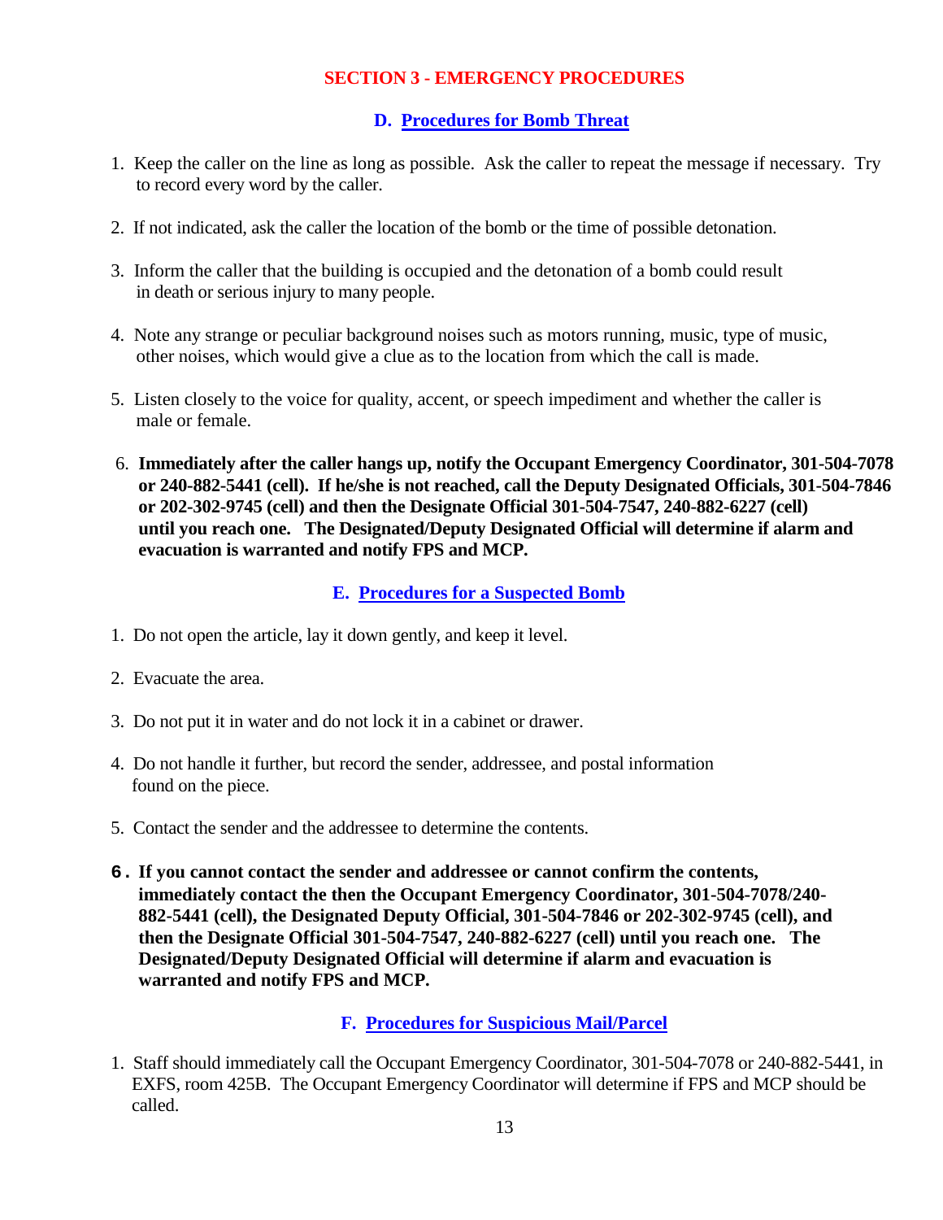## SECTION 3 - EMERGENCY PROCEDURES

### D. Procedures for Bomb Threat

1. Keep the caller on the line as long as possible. Ask the caller to repeat the message if necessary. Try to record every word by the caller.

2. If not indicated, ask the caller the location of the bomb or the time of possible detonation.

3. Inform the caller that the building is occupied and the detonation of a bomb could result in death or serious injury to many people.

4. Note any strange or peculiar background noises such as motors running, music, type of music, other noises, which would give a clue as to the location from which the call is made.

5. Listen closely to the voice for quality, accent, or speech impediment and whether the caller is male or female.

6. **Immediately after the caller hangs up, notify the Occupant Emergency Coordinator, 301-504-7078 or 240-882-5441 (cell). If he/she is not reached, call the Deputy Designated Officials, 301-504-7846 or 202-302-9745 (cell) and then the Designate Official 301-504-7547, 240-882-6227 (cell) until you reach one. The Designated/Deputy Designated Official will determine if alarm and evacuation is warranted and notify FPS and MCP.**

### E. Procedures for a Suspected Bomb

1. Do not open the article, lay it down gently, and keep it level.

2. Evacuate the area.

3. Do not put it in water and do not lock it in a cabinet or drawer.

4. Do not handle it further, but record the sender, addressee, and postal information found on the piece.

5. Contact the sender and the addressee to determine the contents.

6. **If you cannot contact the sender and addressee or cannot confirm the contents, immediately contact the then the Occupant Emergency Coordinator, 301-504-7078/240-882-5441 (cell), the Designated Deputy Official, 301-504-7846 or 202-302-9745 (cell), and then the Designate Official 301-504-7547, 240-882-6227 (cell) until you reach one. The Designated/Deputy Designated Official will determine if alarm and evacuation is warranted and notify FPS and MCP.**

### F. Procedures for Suspicious Mail/Parcel

1. Staff should immediately call the Occupant Emergency Coordinator, 301-504-7078 or 240-882-5441, in EXFS, room 425B. The Occupant Emergency Coordinator will determine if FPS and MCP should be called.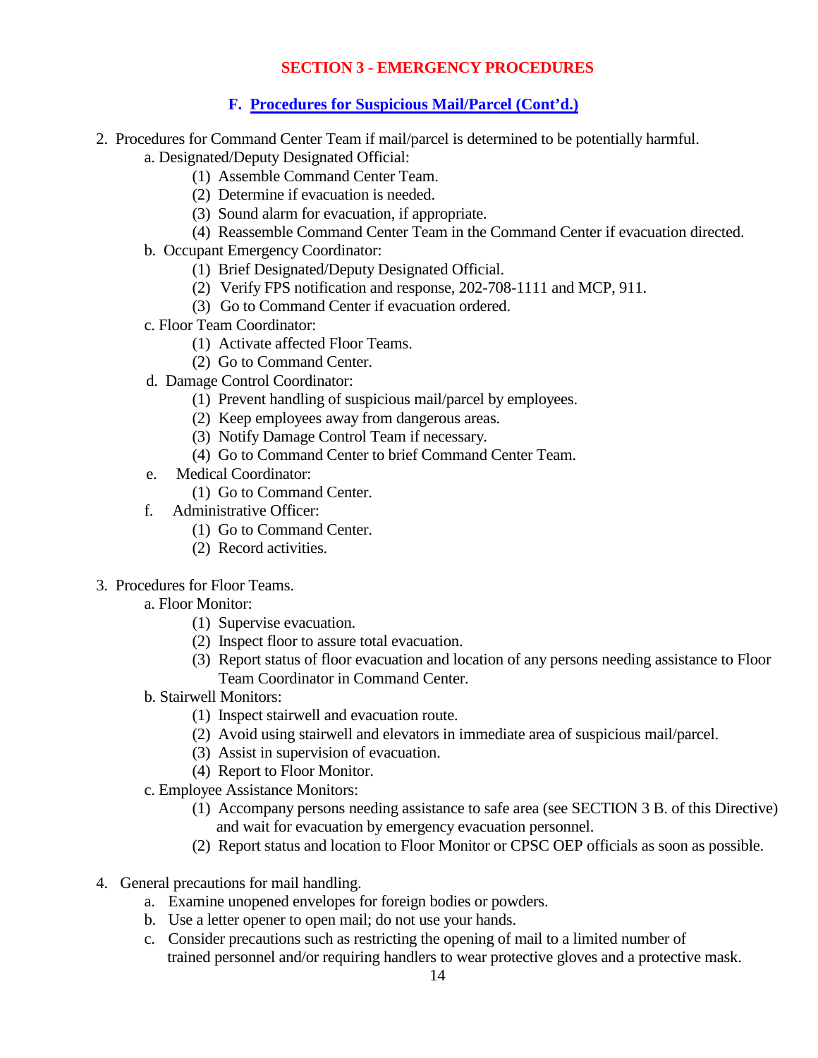## SECTION 3 - EMERGENCY PROCEDURES

### F. Procedures for Suspicious Mail/Parcel (Cont'd.)

2. Procedures for Command Center Team if mail/parcel is determined to be potentially harmful.
   - a. Designated/Deputy Designated Official:
     - (1) Assemble Command Center Team.
     - (2) Determine if evacuation is needed.
     - (3) Sound alarm for evacuation, if appropriate.
     - (4) Reassemble Command Center Team in the Command Center if evacuation directed.
   - b. Occupant Emergency Coordinator:
     - (1) Brief Designated/Deputy Designated Official.
     - (2) Verify FPS notification and response, 202-708-1111 and MCP, 911.
     - (3) Go to Command Center if evacuation ordered.
   - c. Floor Team Coordinator:
     - (1) Activate affected Floor Teams.
     - (2) Go to Command Center.
   - d. Damage Control Coordinator:
     - (1) Prevent handling of suspicious mail/parcel by employees.
     - (2) Keep employees away from dangerous areas.
     - (3) Notify Damage Control Team if necessary.
     - (4) Go to Command Center to brief Command Center Team.
   - e. Medical Coordinator:
     - (1) Go to Command Center.
   - f. Administrative Officer:
     - (1) Go to Command Center.
     - (2) Record activities.

3. Procedures for Floor Teams.
   - a. Floor Monitor:
     - (1) Supervise evacuation.
     - (2) Inspect floor to assure total evacuation.
     - (3) Report status of floor evacuation and location of any persons needing assistance to Floor Team Coordinator in Command Center.
   - b. Stairwell Monitors:
     - (1) Inspect stairwell and evacuation route.
     - (2) Avoid using stairwell and elevators in immediate area of suspicious mail/parcel.
     - (3) Assist in supervision of evacuation.
     - (4) Report to Floor Monitor.
   - c. Employee Assistance Monitors:
     - (1) Accompany persons needing assistance to safe area (see SECTION 3 B. of this Directive) and wait for evacuation by emergency evacuation personnel.
     - (2) Report status and location to Floor Monitor or CPSC OEP officials as soon as possible.

4. General precautions for mail handling.
   - a. Examine unopened envelopes for foreign bodies or powders.
   - b. Use a letter opener to open mail; do not use your hands.
   - c. Consider precautions such as restricting the opening of mail to a limited number of trained personnel and/or requiring handlers to wear protective gloves and a protective mask.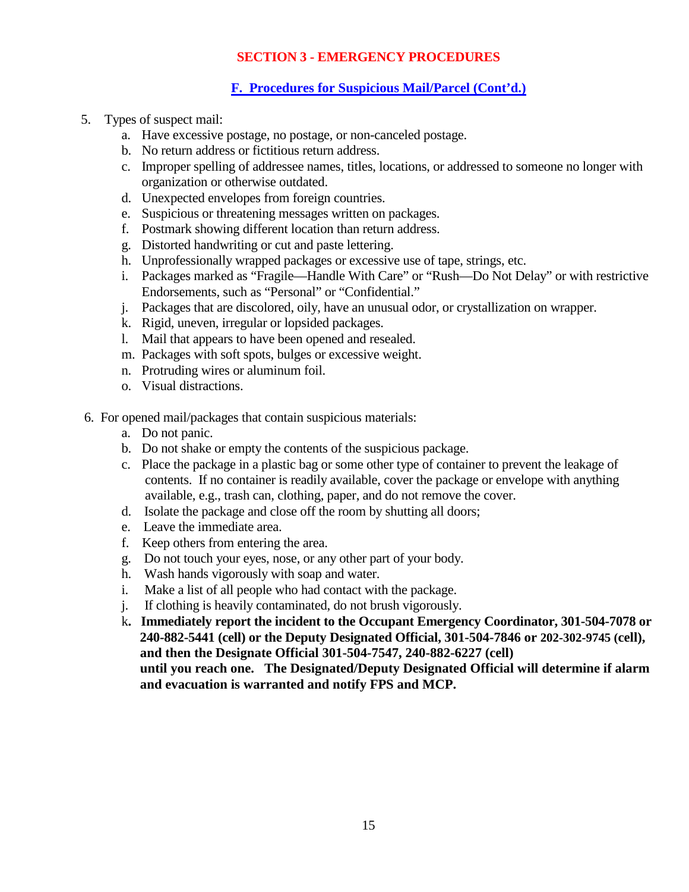## SECTION 3 - EMERGENCY PROCEDURES

### F. Procedures for Suspicious Mail/Parcel (Cont'd.)

5. Types of suspect mail:
   a. Have excessive postage, no postage, or non-canceled postage.
   b. No return address or fictitious return address.
   c. Improper spelling of addressee names, titles, locations, or addressed to someone no longer with organization or otherwise outdated.
   d. Unexpected envelopes from foreign countries.
   e. Suspicious or threatening messages written on packages.
   f. Postmark showing different location than return address.
   g. Distorted handwriting or cut and paste lettering.
   h. Unprofessionally wrapped packages or excessive use of tape, strings, etc.
   i. Packages marked as "Fragile—Handle With Care" or "Rush—Do Not Delay" or with restrictive Endorsements, such as "Personal" or "Confidential."
   j. Packages that are discolored, oily, have an unusual odor, or crystallization on wrapper.
   k. Rigid, uneven, irregular or lopsided packages.
   l. Mail that appears to have been opened and resealed.
   m. Packages with soft spots, bulges or excessive weight.
   n. Protruding wires or aluminum foil.
   o. Visual distractions.

6. For opened mail/packages that contain suspicious materials:
   a. Do not panic.
   b. Do not shake or empty the contents of the suspicious package.
   c. Place the package in a plastic bag or some other type of container to prevent the leakage of contents. If no container is readily available, cover the package or envelope with anything available, e.g., trash can, clothing, paper, and do not remove the cover.
   d. Isolate the package and close off the room by shutting all doors;
   e. Leave the immediate area.
   f. Keep others from entering the area.
   g. Do not touch your eyes, nose, or any other part of your body.
   h. Wash hands vigorously with soap and water.
   i. Make a list of all people who had contact with the package.
   j. If clothing is heavily contaminated, do not brush vigorously.
   k. **Immediately report the incident to the Occupant Emergency Coordinator, 301-504-7078 or 240-882-5441 (cell) or the Deputy Designated Official, 301-504-7846 or 202-302-9745 (cell), and then the Designate Official 301-504-7547, 240-882-6227 (cell) until you reach one. The Designated/Deputy Designated Official will determine if alarm and evacuation is warranted and notify FPS and MCP.**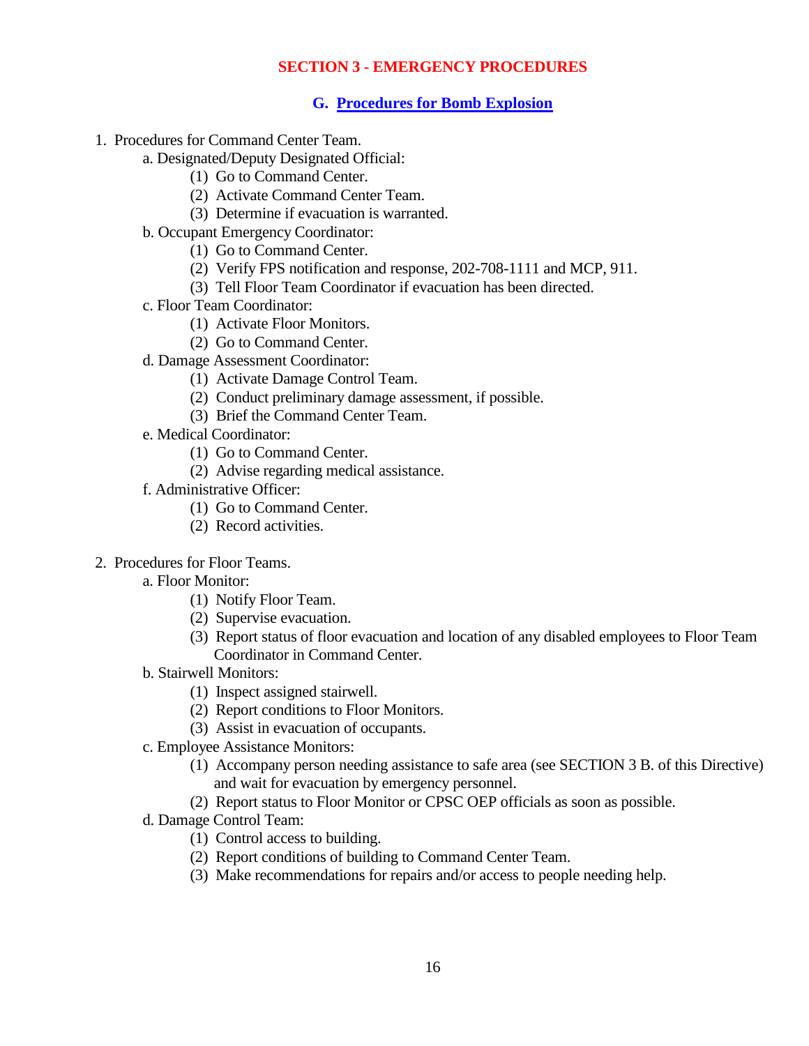## SECTION 3 - EMERGENCY PROCEDURES

### G. Procedures for Bomb Explosion

1. Procedures for Command Center Team.
   - a. Designated/Deputy Designated Official:
     - (1) Go to Command Center.
     - (2) Activate Command Center Team.
     - (3) Determine if evacuation is warranted.
   - b. Occupant Emergency Coordinator:
     - (1) Go to Command Center.
     - (2) Verify FPS notification and response, 202-708-1111 and MCP, 911.
     - (3) Tell Floor Team Coordinator if evacuation has been directed.
   - c. Floor Team Coordinator:
     - (1) Activate Floor Monitors.
     - (2) Go to Command Center.
   - d. Damage Assessment Coordinator:
     - (1) Activate Damage Control Team.
     - (2) Conduct preliminary damage assessment, if possible.
     - (3) Brief the Command Center Team.
   - e. Medical Coordinator:
     - (1) Go to Command Center.
     - (2) Advise regarding medical assistance.
   - f. Administrative Officer:
     - (1) Go to Command Center.
     - (2) Record activities.

2. Procedures for Floor Teams.
   - a. Floor Monitor:
     - (1) Notify Floor Team.
     - (2) Supervise evacuation.
     - (3) Report status of floor evacuation and location of any disabled employees to Floor Team Coordinator in Command Center.
   - b. Stairwell Monitors:
     - (1) Inspect assigned stairwell.
     - (2) Report conditions to Floor Monitors.
     - (3) Assist in evacuation of occupants.
   - c. Employee Assistance Monitors:
     - (1) Accompany person needing assistance to safe area (see SECTION 3 B. of this Directive) and wait for evacuation by emergency personnel.
     - (2) Report status to Floor Monitor or CPSC OEP officials as soon as possible.
   - d. Damage Control Team:
     - (1) Control access to building.
     - (2) Report conditions of building to Command Center Team.
     - (3) Make recommendations for repairs and/or access to people needing help.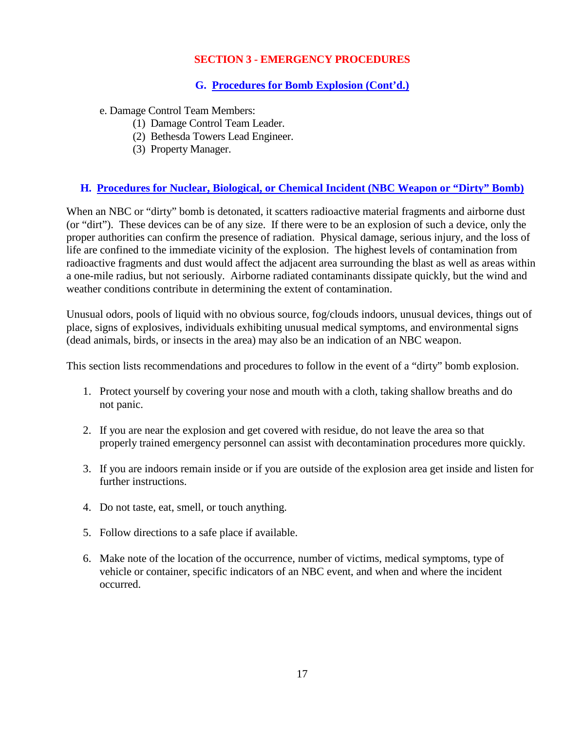## SECTION 3 - EMERGENCY PROCEDURES

### G. Procedures for Bomb Explosion (Cont'd.)

e. Damage Control Team Members:
   (1) Damage Control Team Leader.
   (2) Bethesda Towers Lead Engineer.
   (3) Property Manager.

### H. Procedures for Nuclear, Biological, or Chemical Incident (NBC Weapon or "Dirty" Bomb)

When an NBC or "dirty" bomb is detonated, it scatters radioactive material fragments and airborne dust (or "dirt"). These devices can be of any size. If there were to be an explosion of such a device, only the proper authorities can confirm the presence of radiation. Physical damage, serious injury, and the loss of life are confined to the immediate vicinity of the explosion. The highest levels of contamination from radioactive fragments and dust would affect the adjacent area surrounding the blast as well as areas within a one-mile radius, but not seriously. Airborne radiated contaminants dissipate quickly, but the wind and weather conditions contribute in determining the extent of contamination.

Unusual odors, pools of liquid with no obvious source, fog/clouds indoors, unusual devices, things out of place, signs of explosives, individuals exhibiting unusual medical symptoms, and environmental signs (dead animals, birds, or insects in the area) may also be an indication of an NBC weapon.

This section lists recommendations and procedures to follow in the event of a "dirty" bomb explosion.

1. Protect yourself by covering your nose and mouth with a cloth, taking shallow breaths and do not panic.

2. If you are near the explosion and get covered with residue, do not leave the area so that properly trained emergency personnel can assist with decontamination procedures more quickly.

3. If you are indoors remain inside or if you are outside of the explosion area get inside and listen for further instructions.

4. Do not taste, eat, smell, or touch anything.

5. Follow directions to a safe place if available.

6. Make note of the location of the occurrence, number of victims, medical symptoms, type of vehicle or container, specific indicators of an NBC event, and when and where the incident occurred.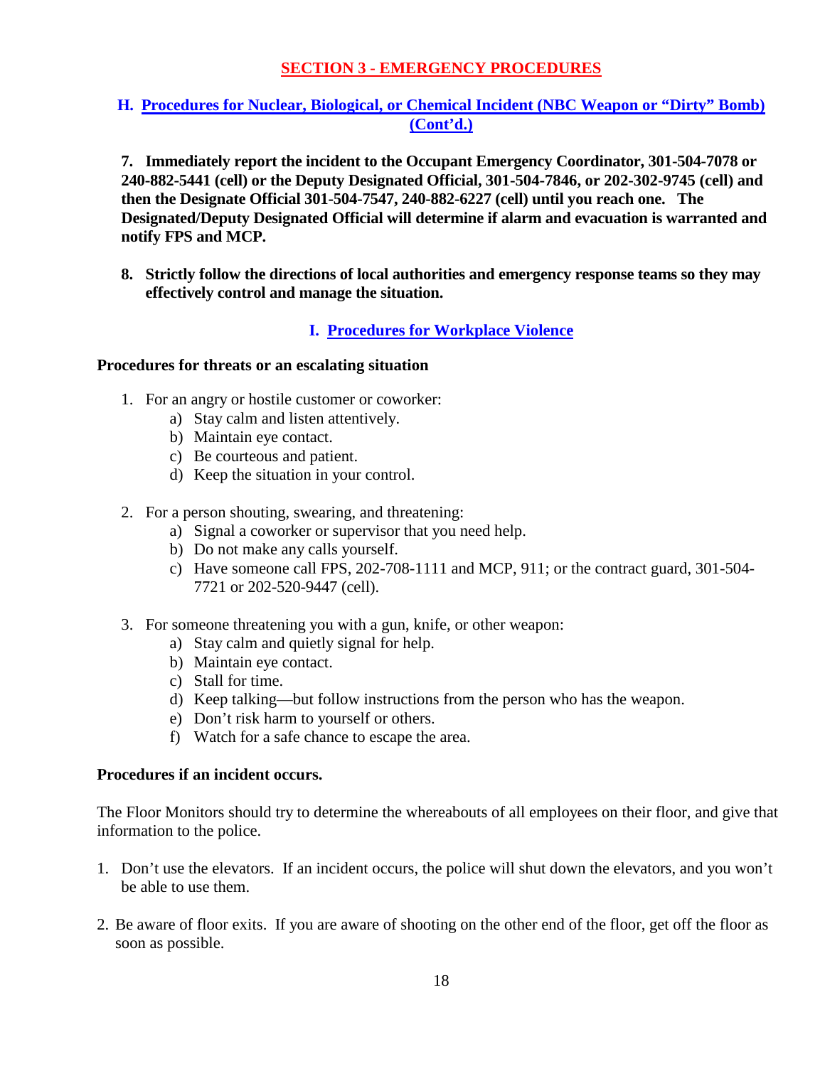## SECTION 3 - EMERGENCY PROCEDURES

### H. Procedures for Nuclear, Biological, or Chemical Incident (NBC Weapon or "Dirty" Bomb) (Cont'd.)

**7. Immediately report the incident to the Occupant Emergency Coordinator, 301-504-7078 or 240-882-5441 (cell) or the Deputy Designated Official, 301-504-7846, or 202-302-9745 (cell) and then the Designate Official 301-504-7547, 240-882-6227 (cell) until you reach one. The Designated/Deputy Designated Official will determine if alarm and evacuation is warranted and notify FPS and MCP.**

**8. Strictly follow the directions of local authorities and emergency response teams so they may effectively control and manage the situation.**

### I. Procedures for Workplace Violence

**Procedures for threats or an escalating situation**

1. For an angry or hostile customer or coworker:
   a) Stay calm and listen attentively.
   b) Maintain eye contact.
   c) Be courteous and patient.
   d) Keep the situation in your control.

2. For a person shouting, swearing, and threatening:
   a) Signal a coworker or supervisor that you need help.
   b) Do not make any calls yourself.
   c) Have someone call FPS, 202-708-1111 and MCP, 911; or the contract guard, 301-504-7721 or 202-520-9447 (cell).

3. For someone threatening you with a gun, knife, or other weapon:
   a) Stay calm and quietly signal for help.
   b) Maintain eye contact.
   c) Stall for time.
   d) Keep talking—but follow instructions from the person who has the weapon.
   e) Don't risk harm to yourself or others.
   f) Watch for a safe chance to escape the area.

**Procedures if an incident occurs.**

The Floor Monitors should try to determine the whereabouts of all employees on their floor, and give that information to the police.

1. Don't use the elevators. If an incident occurs, the police will shut down the elevators, and you won't be able to use them.

2. Be aware of floor exits. If you are aware of shooting on the other end of the floor, get off the floor as soon as possible.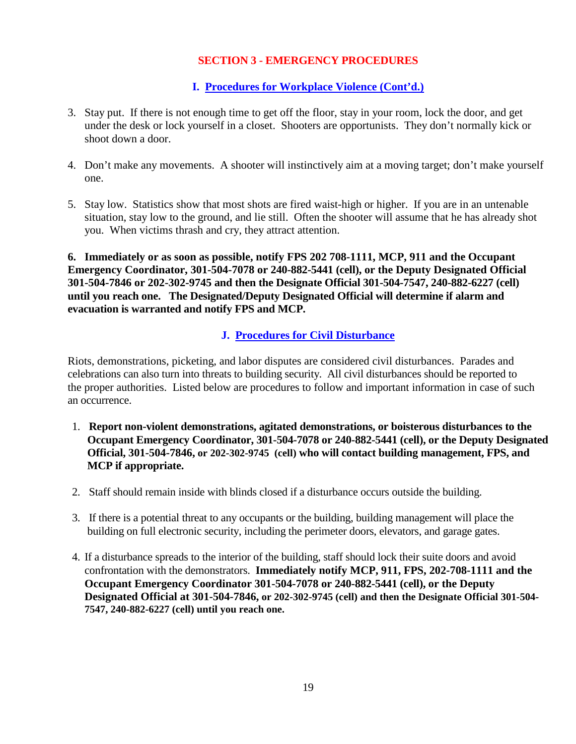## SECTION 3 - EMERGENCY PROCEDURES

### I. Procedures for Workplace Violence (Cont'd.)

3. Stay put. If there is not enough time to get off the floor, stay in your room, lock the door, and get under the desk or lock yourself in a closet. Shooters are opportunists. They don't normally kick or shoot down a door.

4. Don't make any movements. A shooter will instinctively aim at a moving target; don't make yourself one.

5. Stay low. Statistics show that most shots are fired waist-high or higher. If you are in an untenable situation, stay low to the ground, and lie still. Often the shooter will assume that he has already shot you. When victims thrash and cry, they attract attention.

**6. Immediately or as soon as possible, notify FPS 202 708-1111, MCP, 911 and the Occupant Emergency Coordinator, 301-504-7078 or 240-882-5441 (cell), or the Deputy Designated Official 301-504-7846 or 202-302-9745 and then the Designate Official 301-504-7547, 240-882-6227 (cell) until you reach one. The Designated/Deputy Designated Official will determine if alarm and evacuation is warranted and notify FPS and MCP.**

### J. Procedures for Civil Disturbance

Riots, demonstrations, picketing, and labor disputes are considered civil disturbances. Parades and celebrations can also turn into threats to building security. All civil disturbances should be reported to the proper authorities. Listed below are procedures to follow and important information in case of such an occurrence.

1. **Report non-violent demonstrations, agitated demonstrations, or boisterous disturbances to the Occupant Emergency Coordinator, 301-504-7078 or 240-882-5441 (cell), or the Deputy Designated Official, 301-504-7846, or 202-302-9745 (cell) who will contact building management, FPS, and MCP if appropriate.**

2. Staff should remain inside with blinds closed if a disturbance occurs outside the building.

3. If there is a potential threat to any occupants or the building, building management will place the building on full electronic security, including the perimeter doors, elevators, and garage gates.

4. If a disturbance spreads to the interior of the building, staff should lock their suite doors and avoid confrontation with the demonstrators. **Immediately notify MCP, 911, FPS, 202-708-1111 and the Occupant Emergency Coordinator 301-504-7078 or 240-882-5441 (cell), or the Deputy Designated Official at 301-504-7846, or 202-302-9745 (cell) and then the Designate Official 301-504-7547, 240-882-6227 (cell) until you reach one.**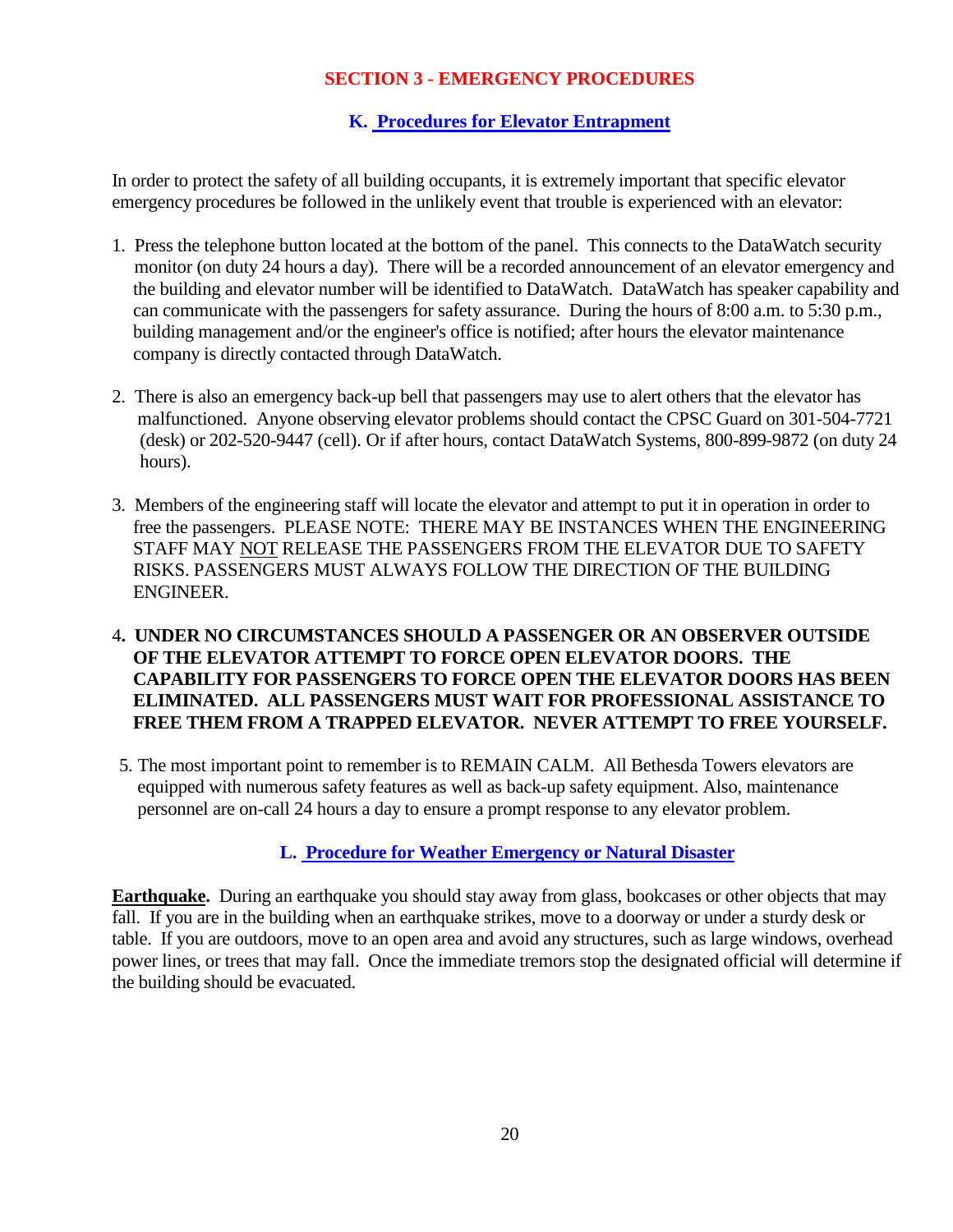## SECTION 3 - EMERGENCY PROCEDURES

### K. Procedures for Elevator Entrapment

In order to protect the safety of all building occupants, it is extremely important that specific elevator emergency procedures be followed in the unlikely event that trouble is experienced with an elevator:

1. Press the telephone button located at the bottom of the panel. This connects to the DataWatch security monitor (on duty 24 hours a day). There will be a recorded announcement of an elevator emergency and the building and elevator number will be identified to DataWatch. DataWatch has speaker capability and can communicate with the passengers for safety assurance. During the hours of 8:00 a.m. to 5:30 p.m., building management and/or the engineer's office is notified; after hours the elevator maintenance company is directly contacted through DataWatch.

2. There is also an emergency back-up bell that passengers may use to alert others that the elevator has malfunctioned. Anyone observing elevator problems should contact the CPSC Guard on 301-504-7721 (desk) or 202-520-9447 (cell). Or if after hours, contact DataWatch Systems, 800-899-9872 (on duty 24 hours).

3. Members of the engineering staff will locate the elevator and attempt to put it in operation in order to free the passengers. PLEASE NOTE: THERE MAY BE INSTANCES WHEN THE ENGINEERING STAFF MAY NOT RELEASE THE PASSENGERS FROM THE ELEVATOR DUE TO SAFETY RISKS. PASSENGERS MUST ALWAYS FOLLOW THE DIRECTION OF THE BUILDING ENGINEER.

4. **UNDER NO CIRCUMSTANCES SHOULD A PASSENGER OR AN OBSERVER OUTSIDE OF THE ELEVATOR ATTEMPT TO FORCE OPEN ELEVATOR DOORS. THE CAPABILITY FOR PASSENGERS TO FORCE OPEN THE ELEVATOR DOORS HAS BEEN ELIMINATED. ALL PASSENGERS MUST WAIT FOR PROFESSIONAL ASSISTANCE TO FREE THEM FROM A TRAPPED ELEVATOR. NEVER ATTEMPT TO FREE YOURSELF.**

5. The most important point to remember is to REMAIN CALM. All Bethesda Towers elevators are equipped with numerous safety features as well as back-up safety equipment. Also, maintenance personnel are on-call 24 hours a day to ensure a prompt response to any elevator problem.

### L. Procedure for Weather Emergency or Natural Disaster

**Earthquake.** During an earthquake you should stay away from glass, bookcases or other objects that may fall. If you are in the building when an earthquake strikes, move to a doorway or under a sturdy desk or table. If you are outdoors, move to an open area and avoid any structures, such as large windows, overhead power lines, or trees that may fall. Once the immediate tremors stop the designated official will determine if the building should be evacuated.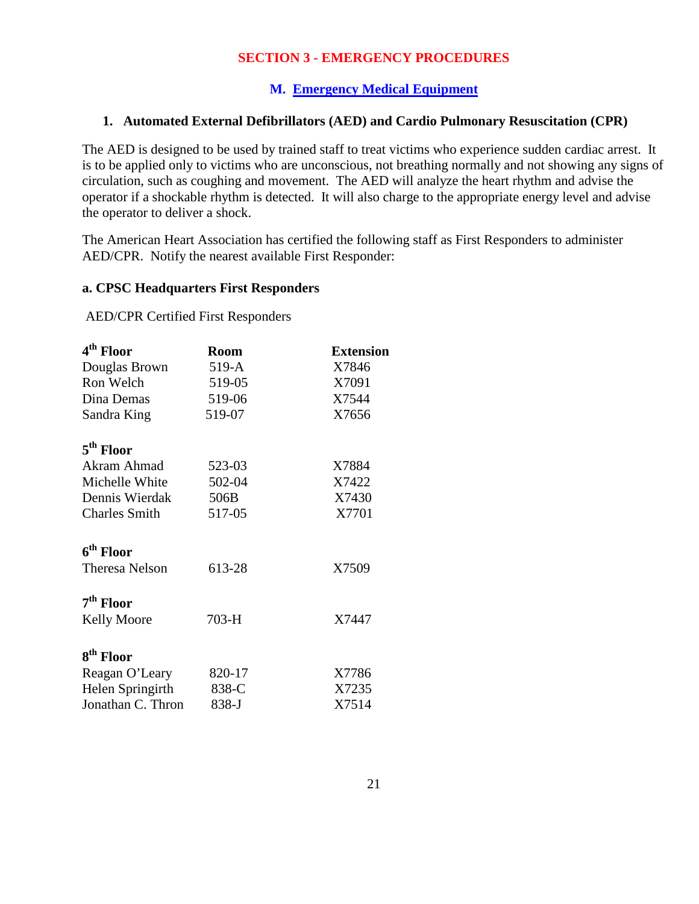# SECTION 3 - EMERGENCY PROCEDURES

## M. Emergency Medical Equipment

### 1. Automated External Defibrillators (AED) and Cardio Pulmonary Resuscitation (CPR)

The AED is designed to be used by trained staff to treat victims who experience sudden cardiac arrest. It is to be applied only to victims who are unconscious, not breathing normally and not showing any signs of circulation, such as coughing and movement. The AED will analyze the heart rhythm and advise the operator if a shockable rhythm is detected. It will also charge to the appropriate energy level and advise the operator to deliver a shock.

The American Heart Association has certified the following staff as First Responders to administer AED/CPR. Notify the nearest available First Responder:

**a. CPSC Headquarters First Responders**

AED/CPR Certified First Responders

| **4th Floor** | **Room** | **Extension** |
|---|---|---|
| Douglas Brown | 519-A | X7846 |
| Ron Welch | 519-05 | X7091 |
| Dina Demas | 519-06 | X7544 |
| Sandra King | 519-07 | X7656 |
| **5th Floor** | | |
| Akram Ahmad | 523-03 | X7884 |
| Michelle White | 502-04 | X7422 |
| Dennis Wierdak | 506B | X7430 |
| Charles Smith | 517-05 | X7701 |
| **6th Floor** | | |
| Theresa Nelson | 613-28 | X7509 |
| **7th Floor** | | |
| Kelly Moore | 703-H | X7447 |
| **8th Floor** | | |
| Reagan O'Leary | 820-17 | X7786 |
| Helen Springirth | 838-C | X7235 |
| Jonathan C. Thron | 838-J | X7514 |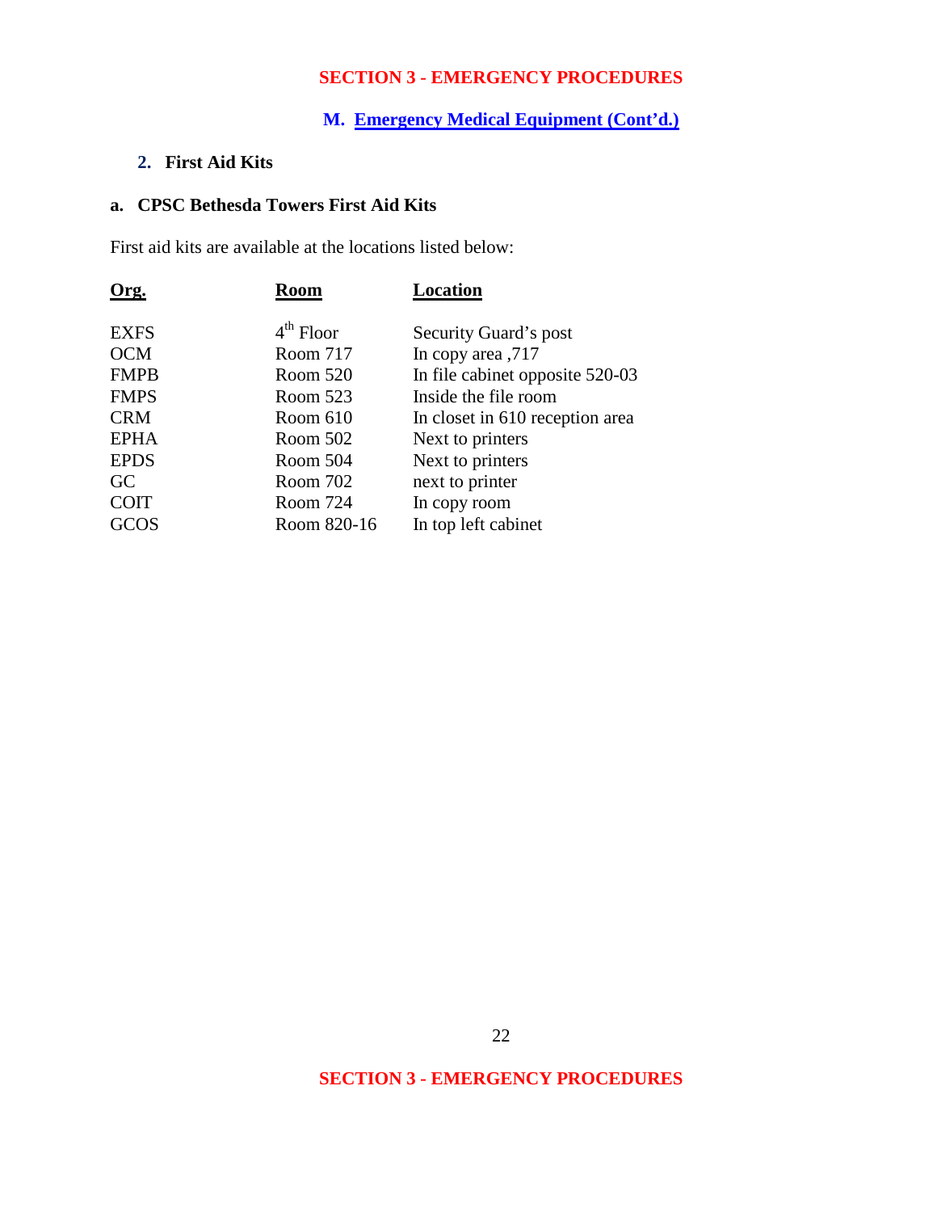## SECTION 3 - EMERGENCY PROCEDURES

### M. Emergency Medical Equipment (Cont'd.)

#### 2. First Aid Kits

#### a. CPSC Bethesda Towers First Aid Kits

First aid kits are available at the locations listed below:

| Org. | Room | Location |
|---|---|---|
| EXFS | 4th Floor | Security Guard's post |
| OCM | Room 717 | In copy area ,717 |
| FMPB | Room 520 | In file cabinet opposite 520-03 |
| FMPS | Room 523 | Inside the file room |
| CRM | Room 610 | In closet in 610 reception area |
| EPHA | Room 502 | Next to printers |
| EPDS | Room 504 | Next to printers |
| GC | Room 702 | next to printer |
| COIT | Room 724 | In copy room |
| GCOS | Room 820-16 | In top left cabinet |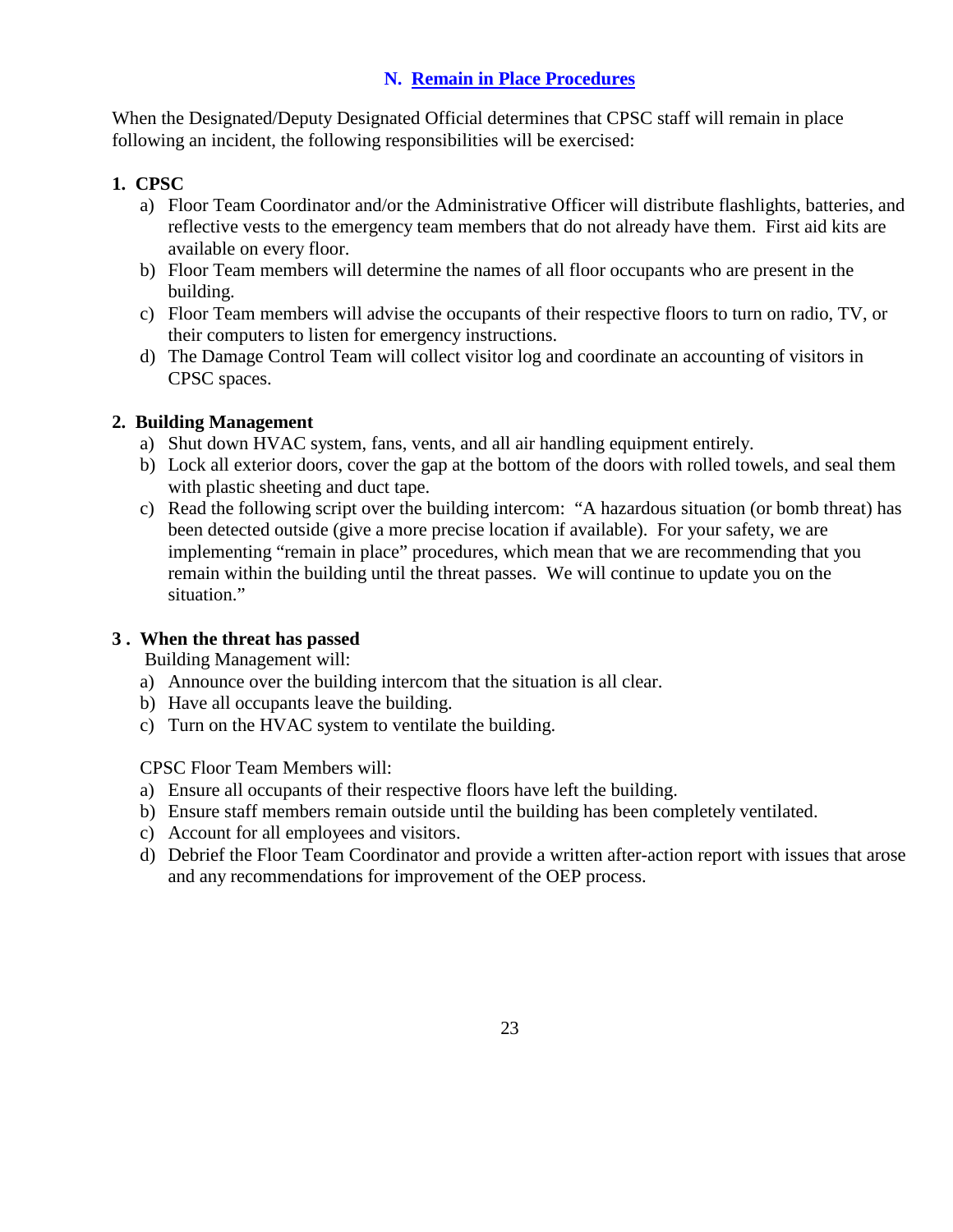## N. Remain in Place Procedures

When the Designated/Deputy Designated Official determines that CPSC staff will remain in place following an incident, the following responsibilities will be exercised:

**1. CPSC**

a) Floor Team Coordinator and/or the Administrative Officer will distribute flashlights, batteries, and reflective vests to the emergency team members that do not already have them. First aid kits are available on every floor.
b) Floor Team members will determine the names of all floor occupants who are present in the building.
c) Floor Team members will advise the occupants of their respective floors to turn on radio, TV, or their computers to listen for emergency instructions.
d) The Damage Control Team will collect visitor log and coordinate an accounting of visitors in CPSC spaces.

**2. Building Management**

a) Shut down HVAC system, fans, vents, and all air handling equipment entirely.
b) Lock all exterior doors, cover the gap at the bottom of the doors with rolled towels, and seal them with plastic sheeting and duct tape.
c) Read the following script over the building intercom: "A hazardous situation (or bomb threat) has been detected outside (give a more precise location if available). For your safety, we are implementing "remain in place" procedures, which mean that we are recommending that you remain within the building until the threat passes. We will continue to update you on the situation."

**3 . When the threat has passed**

Building Management will:

a) Announce over the building intercom that the situation is all clear.
b) Have all occupants leave the building.
c) Turn on the HVAC system to ventilate the building.

CPSC Floor Team Members will:

a) Ensure all occupants of their respective floors have left the building.
b) Ensure staff members remain outside until the building has been completely ventilated.
c) Account for all employees and visitors.
d) Debrief the Floor Team Coordinator and provide a written after-action report with issues that arose and any recommendations for improvement of the OEP process.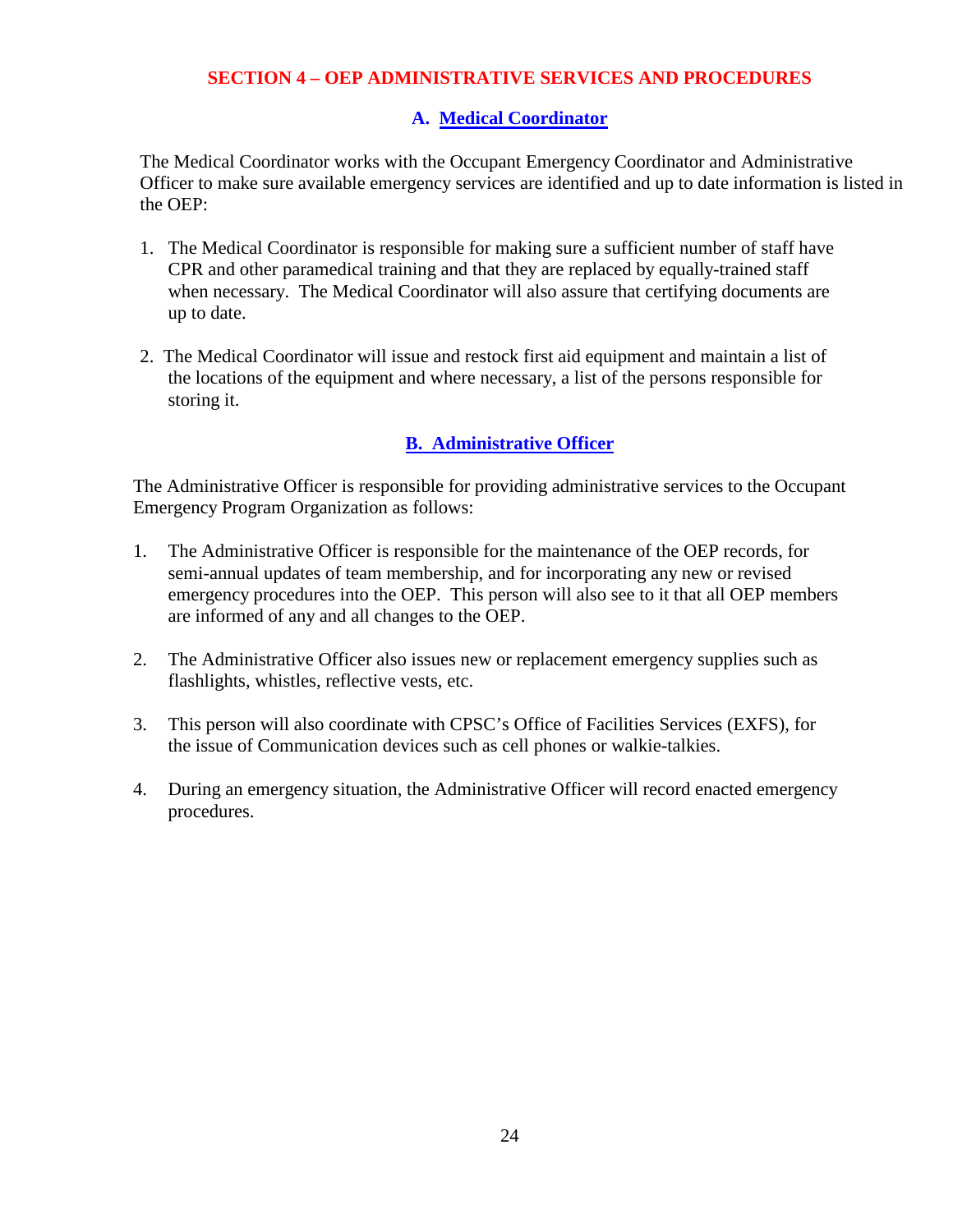## SECTION 4 – OEP ADMINISTRATIVE SERVICES AND PROCEDURES

### A. Medical Coordinator

The Medical Coordinator works with the Occupant Emergency Coordinator and Administrative Officer to make sure available emergency services are identified and up to date information is listed in the OEP:

1. The Medical Coordinator is responsible for making sure a sufficient number of staff have CPR and other paramedical training and that they are replaced by equally-trained staff when necessary. The Medical Coordinator will also assure that certifying documents are up to date.

2. The Medical Coordinator will issue and restock first aid equipment and maintain a list of the locations of the equipment and where necessary, a list of the persons responsible for storing it.

### B. Administrative Officer

The Administrative Officer is responsible for providing administrative services to the Occupant Emergency Program Organization as follows:

1. The Administrative Officer is responsible for the maintenance of the OEP records, for semi-annual updates of team membership, and for incorporating any new or revised emergency procedures into the OEP. This person will also see to it that all OEP members are informed of any and all changes to the OEP.

2. The Administrative Officer also issues new or replacement emergency supplies such as flashlights, whistles, reflective vests, etc.

3. This person will also coordinate with CPSC's Office of Facilities Services (EXFS), for the issue of Communication devices such as cell phones or walkie-talkies.

4. During an emergency situation, the Administrative Officer will record enacted emergency procedures.